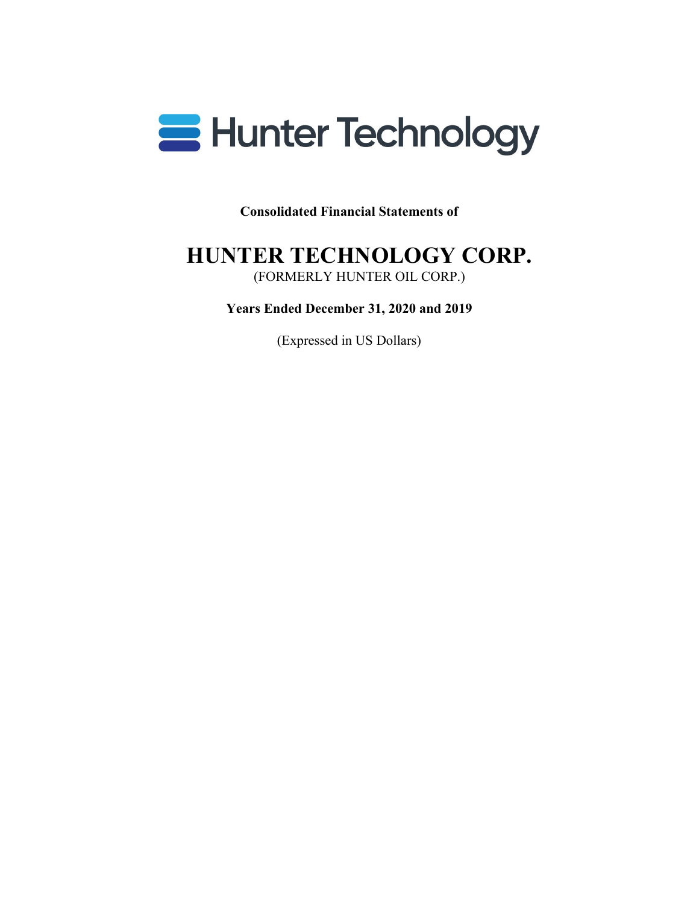Hunter Technology

**Consolidated Financial Statements of**

# HUNTER TECHNOLOGY CORP.

(FORMERLY HUNTER OIL CORP.)

**Years Ended December 31, 2020 and 2019**

(Expressed in US Dollars)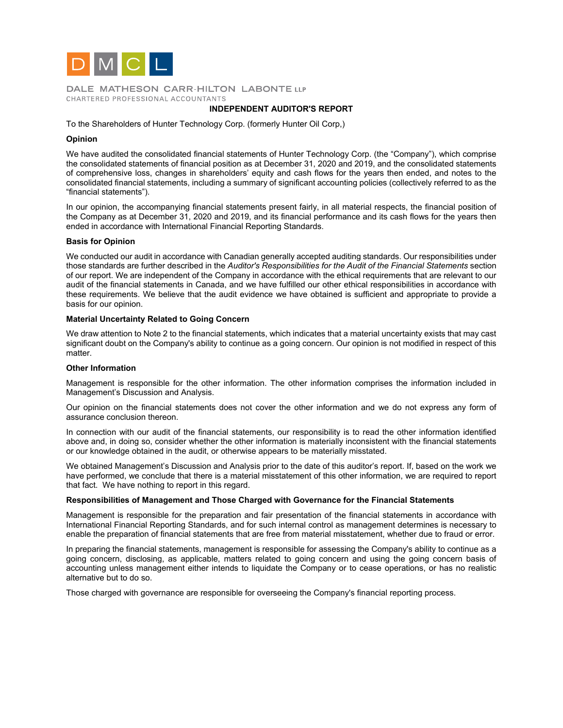DALE MATHESON CARR-HILTON LABONTE LLP
CHARTERED PROFESSIONAL ACCOUNTANTS

## INDEPENDENT AUDITOR'S REPORT

To the Shareholders of Hunter Technology Corp. (formerly Hunter Oil Corp,)

### Opinion

We have audited the consolidated financial statements of Hunter Technology Corp. (the "Company"), which comprise the consolidated statements of financial position as at December 31, 2020 and 2019, and the consolidated statements of comprehensive loss, changes in shareholders' equity and cash flows for the years then ended, and notes to the consolidated financial statements, including a summary of significant accounting policies (collectively referred to as the "financial statements").

In our opinion, the accompanying financial statements present fairly, in all material respects, the financial position of the Company as at December 31, 2020 and 2019, and its financial performance and its cash flows for the years then ended in accordance with International Financial Reporting Standards.

### Basis for Opinion

We conducted our audit in accordance with Canadian generally accepted auditing standards. Our responsibilities under those standards are further described in the *Auditor's Responsibilities for the Audit of the Financial Statements* section of our report. We are independent of the Company in accordance with the ethical requirements that are relevant to our audit of the financial statements in Canada, and we have fulfilled our other ethical responsibilities in accordance with these requirements. We believe that the audit evidence we have obtained is sufficient and appropriate to provide a basis for our opinion.

### Material Uncertainty Related to Going Concern

We draw attention to Note 2 to the financial statements, which indicates that a material uncertainty exists that may cast significant doubt on the Company's ability to continue as a going concern. Our opinion is not modified in respect of this matter.

### Other Information

Management is responsible for the other information. The other information comprises the information included in Management's Discussion and Analysis.

Our opinion on the financial statements does not cover the other information and we do not express any form of assurance conclusion thereon.

In connection with our audit of the financial statements, our responsibility is to read the other information identified above and, in doing so, consider whether the other information is materially inconsistent with the financial statements or our knowledge obtained in the audit, or otherwise appears to be materially misstated.

We obtained Management's Discussion and Analysis prior to the date of this auditor's report. If, based on the work we have performed, we conclude that there is a material misstatement of this other information, we are required to report that fact. We have nothing to report in this regard.

### Responsibilities of Management and Those Charged with Governance for the Financial Statements

Management is responsible for the preparation and fair presentation of the financial statements in accordance with International Financial Reporting Standards, and for such internal control as management determines is necessary to enable the preparation of financial statements that are free from material misstatement, whether due to fraud or error.

In preparing the financial statements, management is responsible for assessing the Company's ability to continue as a going concern, disclosing, as applicable, matters related to going concern and using the going concern basis of accounting unless management either intends to liquidate the Company or to cease operations, or has no realistic alternative but to do so.

Those charged with governance are responsible for overseeing the Company's financial reporting process.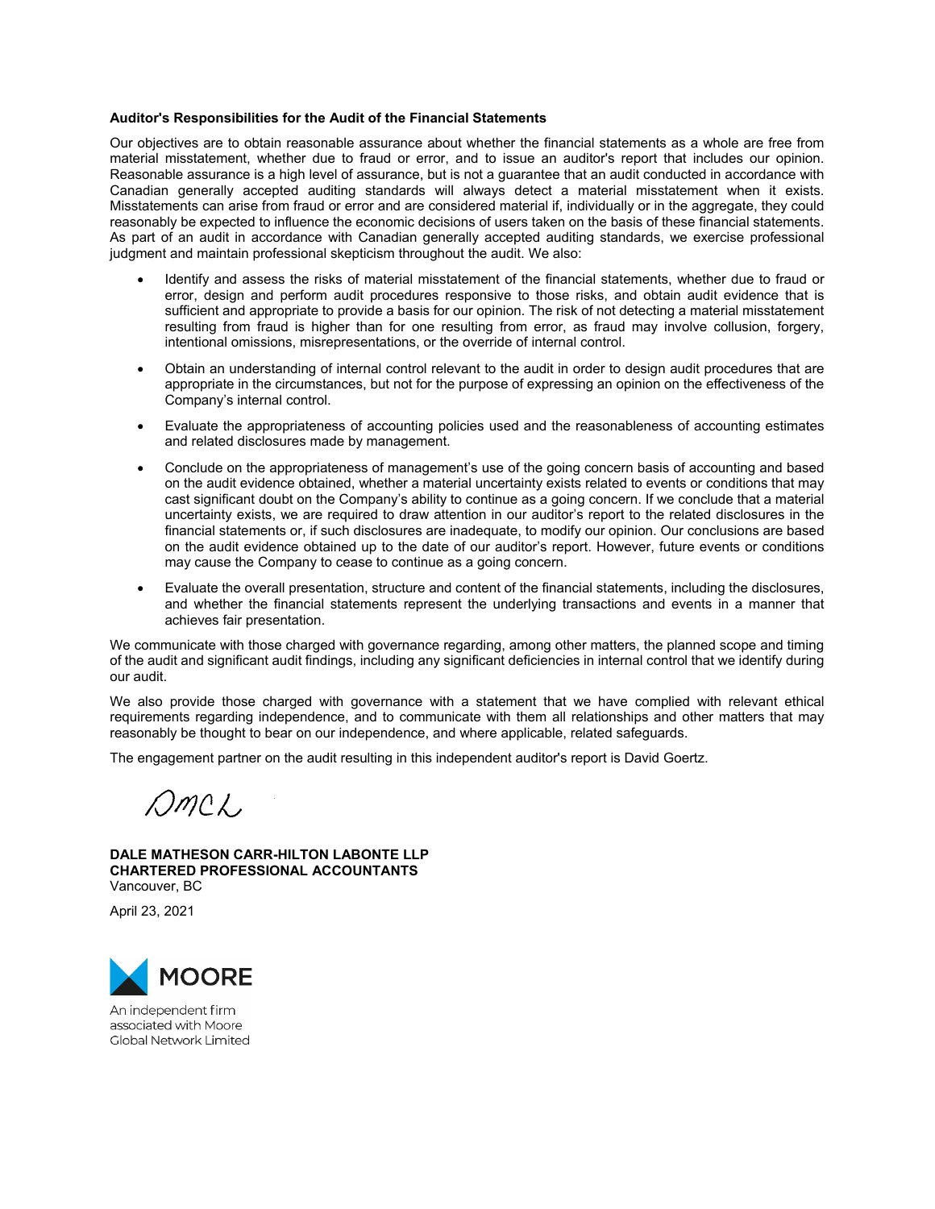**Auditor's Responsibilities for the Audit of the Financial Statements**

Our objectives are to obtain reasonable assurance about whether the financial statements as a whole are free from material misstatement, whether due to fraud or error, and to issue an auditor's report that includes our opinion. Reasonable assurance is a high level of assurance, but is not a guarantee that an audit conducted in accordance with Canadian generally accepted auditing standards will always detect a material misstatement when it exists. Misstatements can arise from fraud or error and are considered material if, individually or in the aggregate, they could reasonably be expected to influence the economic decisions of users taken on the basis of these financial statements. As part of an audit in accordance with Canadian generally accepted auditing standards, we exercise professional judgment and maintain professional skepticism throughout the audit. We also:

- Identify and assess the risks of material misstatement of the financial statements, whether due to fraud or error, design and perform audit procedures responsive to those risks, and obtain audit evidence that is sufficient and appropriate to provide a basis for our opinion. The risk of not detecting a material misstatement resulting from fraud is higher than for one resulting from error, as fraud may involve collusion, forgery, intentional omissions, misrepresentations, or the override of internal control.

- Obtain an understanding of internal control relevant to the audit in order to design audit procedures that are appropriate in the circumstances, but not for the purpose of expressing an opinion on the effectiveness of the Company's internal control.

- Evaluate the appropriateness of accounting policies used and the reasonableness of accounting estimates and related disclosures made by management.

- Conclude on the appropriateness of management's use of the going concern basis of accounting and based on the audit evidence obtained, whether a material uncertainty exists related to events or conditions that may cast significant doubt on the Company's ability to continue as a going concern. If we conclude that a material uncertainty exists, we are required to draw attention in our auditor's report to the related disclosures in the financial statements or, if such disclosures are inadequate, to modify our opinion. Our conclusions are based on the audit evidence obtained up to the date of our auditor's report. However, future events or conditions may cause the Company to cease to continue as a going concern.

- Evaluate the overall presentation, structure and content of the financial statements, including the disclosures, and whether the financial statements represent the underlying transactions and events in a manner that achieves fair presentation.

We communicate with those charged with governance regarding, among other matters, the planned scope and timing of the audit and significant audit findings, including any significant deficiencies in internal control that we identify during our audit.

We also provide those charged with governance with a statement that we have complied with relevant ethical requirements regarding independence, and to communicate with them all relationships and other matters that may reasonably be thought to bear on our independence, and where applicable, related safeguards.

The engagement partner on the audit resulting in this independent auditor's report is David Goertz.

DMCL

**DALE MATHESON CARR-HILTON LABONTE LLP**
**CHARTERED PROFESSIONAL ACCOUNTANTS**
Vancouver, BC

April 23, 2021

MOORE

An independent firm associated with Moore Global Network Limited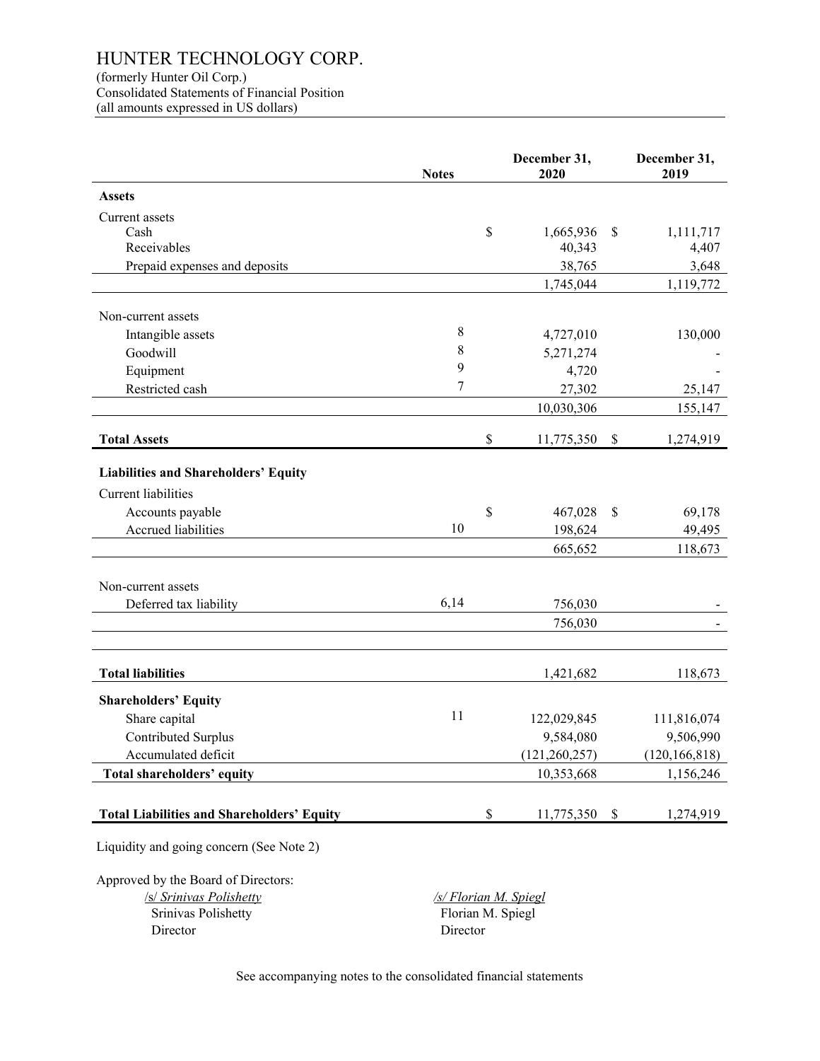# HUNTER TECHNOLOGY CORP.

(formerly Hunter Oil Corp.)
Consolidated Statements of Financial Position
(all amounts expressed in US dollars)

| | Notes | December 31, 2020 | December 31, 2019 |
|---|---|---|---|
| **Assets** | | | |
| Current assets | | | |
| Cash | | $ 1,665,936 | $ 1,111,717 |
| Receivables | | 40,343 | 4,407 |
| Prepaid expenses and deposits | | 38,765 | 3,648 |
| | | 1,745,044 | 1,119,772 |
| Non-current assets | | | |
| Intangible assets | 8 | 4,727,010 | 130,000 |
| Goodwill | 8 | 5,271,274 | - |
| Equipment | 9 | 4,720 | - |
| Restricted cash | 7 | 27,302 | 25,147 |
| | | 10,030,306 | 155,147 |
| **Total Assets** | | $ 11,775,350 | $ 1,274,919 |
| **Liabilities and Shareholders' Equity** | | | |
| Current liabilities | | | |
| Accounts payable | | $ 467,028 | $ 69,178 |
| Accrued liabilities | 10 | 198,624 | 49,495 |
| | | 665,652 | 118,673 |
| Non-current assets | | | |
| Deferred tax liability | 6,14 | 756,030 | - |
| | | 756,030 | - |
| **Total liabilities** | | 1,421,682 | 118,673 |
| **Shareholders' Equity** | | | |
| Share capital | 11 | 122,029,845 | 111,816,074 |
| Contributed Surplus | | 9,584,080 | 9,506,990 |
| Accumulated deficit | | (121,260,257) | (120,166,818) |
| **Total shareholders' equity** | | 10,353,668 | 1,156,246 |
| **Total Liabilities and Shareholders' Equity** | | $ 11,775,350 | $ 1,274,919 |

Liquidity and going concern (See Note 2)

Approved by the Board of Directors:

/s/ *Srinivas Polishetty*
Srinivas Polishetty
Director

*/s/ Florian M. Spiegl*
Florian M. Spiegl
Director

See accompanying notes to the consolidated financial statements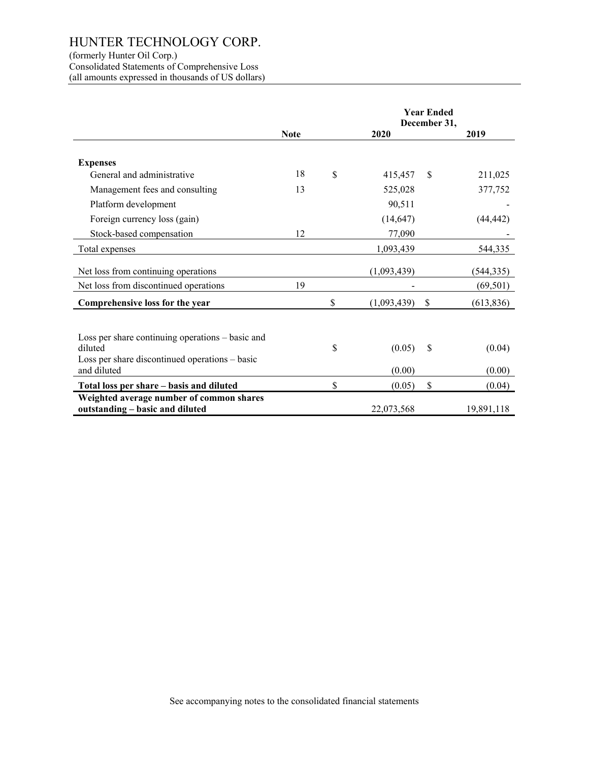# HUNTER TECHNOLOGY CORP.

(formerly Hunter Oil Corp.)
Consolidated Statements of Comprehensive Loss
(all amounts expressed in thousands of US dollars)

| | Note | Year Ended December 31, 2020 | 2019 |
|---|---|---|---|
| **Expenses** | | | |
| General and administrative | 18 | $ 415,457 | $ 211,025 |
| Management fees and consulting | 13 | 525,028 | 377,752 |
| Platform development | | 90,511 | - |
| Foreign currency loss (gain) | | (14,647) | (44,442) |
| Stock-based compensation | 12 | 77,090 | - |
| Total expenses | | 1,093,439 | 544,335 |
| Net loss from continuing operations | | (1,093,439) | (544,335) |
| Net loss from discontinued operations | 19 | - | (69,501) |
| **Comprehensive loss for the year** | | $ (1,093,439) | $ (613,836) |
| Loss per share continuing operations – basic and diluted | | $ (0.05) | $ (0.04) |
| Loss per share discontinued operations – basic and diluted | | (0.00) | (0.00) |
| **Total loss per share – basis and diluted** | | $ (0.05) | $ (0.04) |
| **Weighted average number of common shares outstanding – basic and diluted** | | 22,073,568 | 19,891,118 |

See accompanying notes to the consolidated financial statements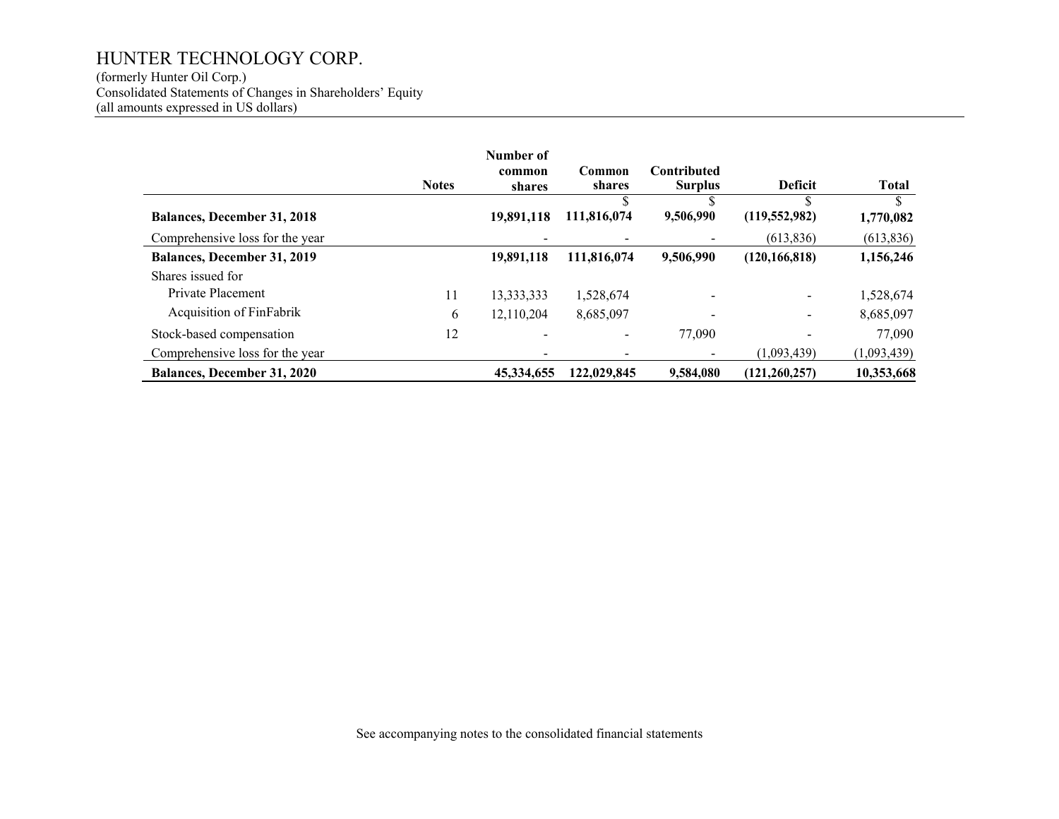# HUNTER TECHNOLOGY CORP.

(formerly Hunter Oil Corp.)
Consolidated Statements of Changes in Shareholders' Equity
(all amounts expressed in US dollars)

| | Notes | Number of common shares | Common shares | Contributed Surplus | Deficit | Total |
|---|---|---|---|---|---|---|
| | | | $ | $ | $ | $ |
| **Balances, December 31, 2018** | | **19,891,118** | **111,816,074** | **9,506,990** | **(119,552,982)** | **1,770,082** |
| Comprehensive loss for the year | | - | - | - | (613,836) | (613,836) |
| **Balances, December 31, 2019** | | **19,891,118** | **111,816,074** | **9,506,990** | **(120,166,818)** | **1,156,246** |
| Shares issued for | | | | | | |
| Private Placement | 11 | 13,333,333 | 1,528,674 | - | - | 1,528,674 |
| Acquisition of FinFabrik | 6 | 12,110,204 | 8,685,097 | - | - | 8,685,097 |
| Stock-based compensation | 12 | - | - | 77,090 | - | 77,090 |
| Comprehensive loss for the year | | - | - | - | (1,093,439) | (1,093,439) |
| **Balances, December 31, 2020** | | **45,334,655** | **122,029,845** | **9,584,080** | **(121,260,257)** | **10,353,668** |

See accompanying notes to the consolidated financial statements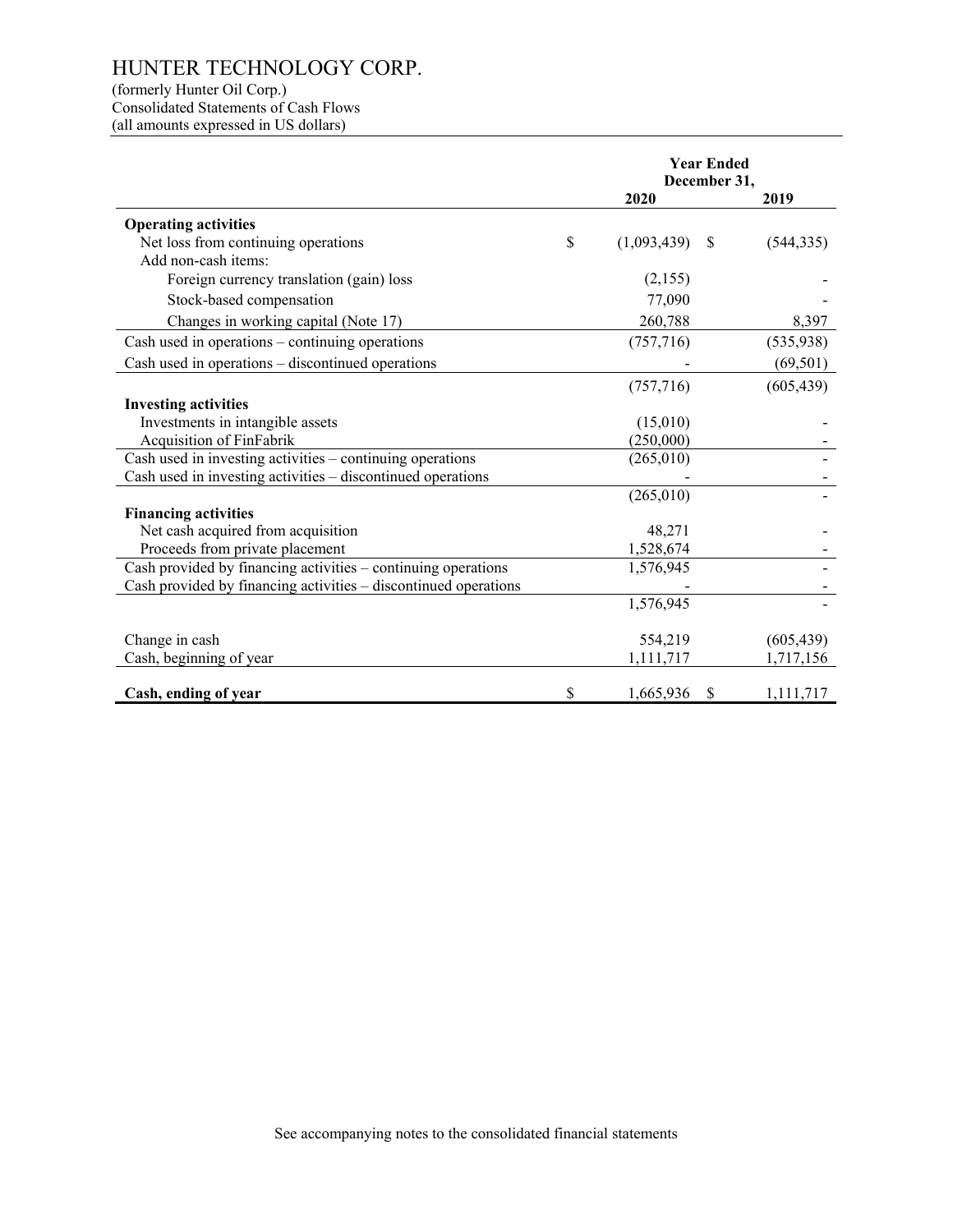# HUNTER TECHNOLOGY CORP.

(formerly Hunter Oil Corp.)
Consolidated Statements of Cash Flows
(all amounts expressed in US dollars)

| | Year Ended December 31, 2020 | 2019 |
|---|---|---|
| **Operating activities** | | |
| Net loss from continuing operations | $ (1,093,439) | $ (544,335) |
| Add non-cash items: | | |
| Foreign currency translation (gain) loss | (2,155) | - |
| Stock-based compensation | 77,090 | - |
| Changes in working capital (Note 17) | 260,788 | 8,397 |
| Cash used in operations – continuing operations | (757,716) | (535,938) |
| Cash used in operations – discontinued operations | - | (69,501) |
| | (757,716) | (605,439) |
| **Investing activities** | | |
| Investments in intangible assets | (15,010) | - |
| Acquisition of FinFabrik | (250,000) | - |
| Cash used in investing activities – continuing operations | (265,010) | - |
| Cash used in investing activities – discontinued operations | - | - |
| | (265,010) | - |
| **Financing activities** | | |
| Net cash acquired from acquisition | 48,271 | - |
| Proceeds from private placement | 1,528,674 | - |
| Cash provided by financing activities – continuing operations | 1,576,945 | - |
| Cash provided by financing activities – discontinued operations | - | - |
| | 1,576,945 | - |
| Change in cash | 554,219 | (605,439) |
| Cash, beginning of year | 1,111,717 | 1,717,156 |
| **Cash, ending of year** | $ 1,665,936 | $ 1,111,717 |

See accompanying notes to the consolidated financial statements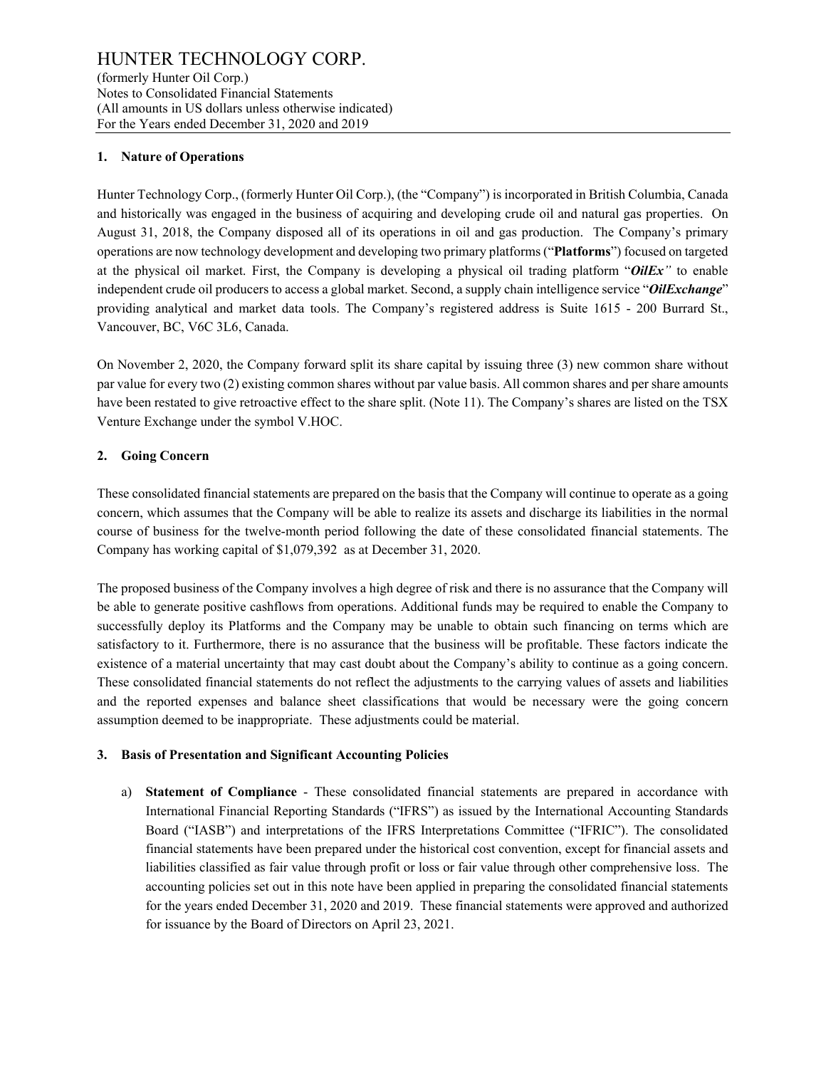## 1. Nature of Operations

Hunter Technology Corp., (formerly Hunter Oil Corp.), (the "Company") is incorporated in British Columbia, Canada and historically was engaged in the business of acquiring and developing crude oil and natural gas properties. On August 31, 2018, the Company disposed all of its operations in oil and gas production. The Company's primary operations are now technology development and developing two primary platforms ("**Platforms**") focused on targeted at the physical oil market. First, the Company is developing a physical oil trading platform "***OilEx***" to enable independent crude oil producers to access a global market. Second, a supply chain intelligence service "***OilExchange***" providing analytical and market data tools. The Company's registered address is Suite 1615 - 200 Burrard St., Vancouver, BC, V6C 3L6, Canada.

On November 2, 2020, the Company forward split its share capital by issuing three (3) new common share without par value for every two (2) existing common shares without par value basis. All common shares and per share amounts have been restated to give retroactive effect to the share split. (Note 11). The Company's shares are listed on the TSX Venture Exchange under the symbol V.HOC.

## 2. Going Concern

These consolidated financial statements are prepared on the basis that the Company will continue to operate as a going concern, which assumes that the Company will be able to realize its assets and discharge its liabilities in the normal course of business for the twelve-month period following the date of these consolidated financial statements. The Company has working capital of $1,079,392 as at December 31, 2020.

The proposed business of the Company involves a high degree of risk and there is no assurance that the Company will be able to generate positive cashflows from operations. Additional funds may be required to enable the Company to successfully deploy its Platforms and the Company may be unable to obtain such financing on terms which are satisfactory to it. Furthermore, there is no assurance that the business will be profitable. These factors indicate the existence of a material uncertainty that may cast doubt about the Company's ability to continue as a going concern. These consolidated financial statements do not reflect the adjustments to the carrying values of assets and liabilities and the reported expenses and balance sheet classifications that would be necessary were the going concern assumption deemed to be inappropriate. These adjustments could be material.

## 3. Basis of Presentation and Significant Accounting Policies

a) **Statement of Compliance** - These consolidated financial statements are prepared in accordance with International Financial Reporting Standards ("IFRS") as issued by the International Accounting Standards Board ("IASB") and interpretations of the IFRS Interpretations Committee ("IFRIC"). The consolidated financial statements have been prepared under the historical cost convention, except for financial assets and liabilities classified as fair value through profit or loss or fair value through other comprehensive loss. The accounting policies set out in this note have been applied in preparing the consolidated financial statements for the years ended December 31, 2020 and 2019. These financial statements were approved and authorized for issuance by the Board of Directors on April 23, 2021.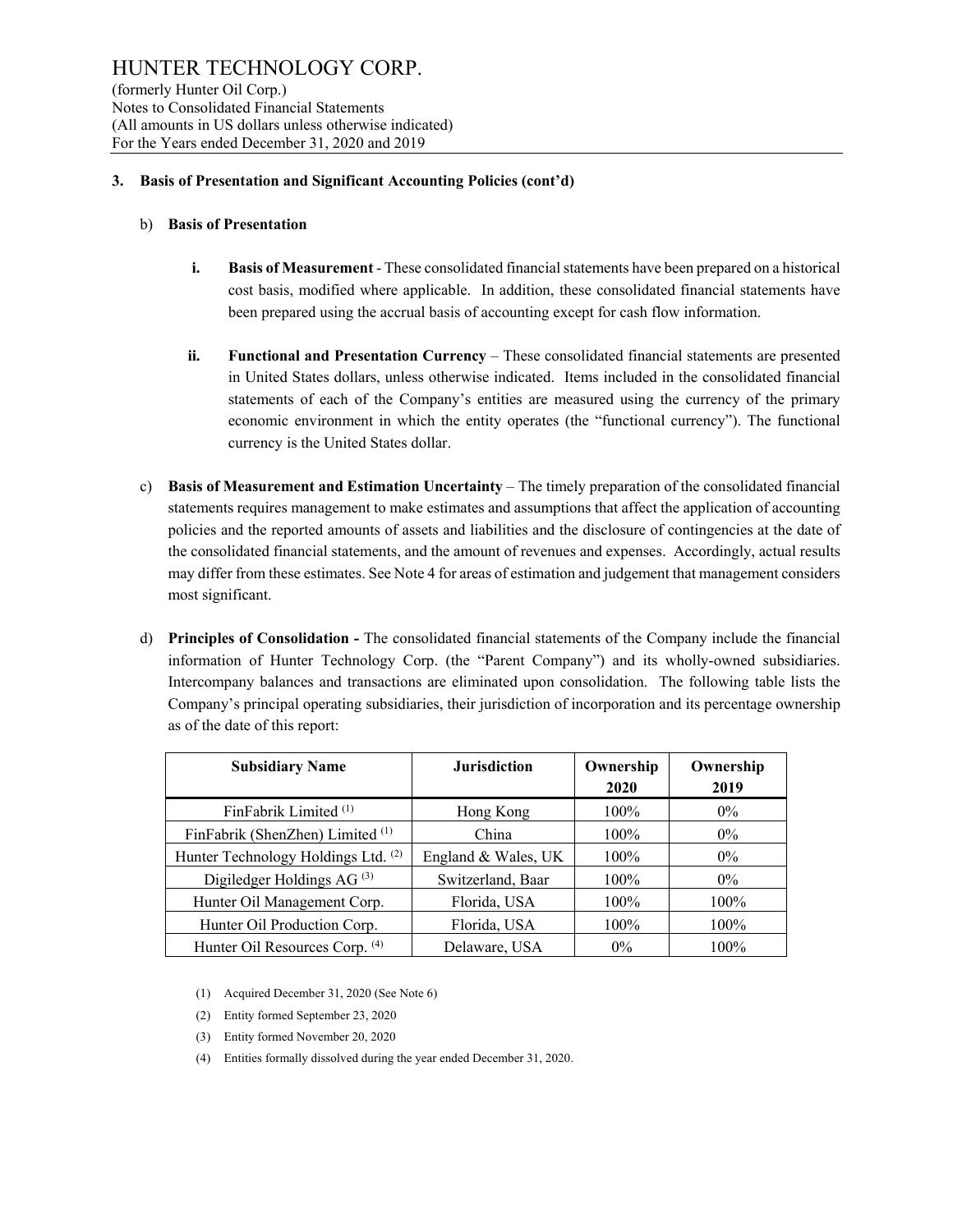### 3. Basis of Presentation and Significant Accounting Policies (cont'd)

b) **Basis of Presentation**

   **i. Basis of Measurement** - These consolidated financial statements have been prepared on a historical cost basis, modified where applicable. In addition, these consolidated financial statements have been prepared using the accrual basis of accounting except for cash flow information.

   **ii. Functional and Presentation Currency** – These consolidated financial statements are presented in United States dollars, unless otherwise indicated. Items included in the consolidated financial statements of each of the Company's entities are measured using the currency of the primary economic environment in which the entity operates (the "functional currency"). The functional currency is the United States dollar.

c) **Basis of Measurement and Estimation Uncertainty** – The timely preparation of the consolidated financial statements requires management to make estimates and assumptions that affect the application of accounting policies and the reported amounts of assets and liabilities and the disclosure of contingencies at the date of the consolidated financial statements, and the amount of revenues and expenses. Accordingly, actual results may differ from these estimates. See Note 4 for areas of estimation and judgement that management considers most significant.

d) **Principles of Consolidation -** The consolidated financial statements of the Company include the financial information of Hunter Technology Corp. (the "Parent Company") and its wholly-owned subsidiaries. Intercompany balances and transactions are eliminated upon consolidation. The following table lists the Company's principal operating subsidiaries, their jurisdiction of incorporation and its percentage ownership as of the date of this report:

| Subsidiary Name | Jurisdiction | Ownership 2020 | Ownership 2019 |
|---|---|---|---|
| FinFabrik Limited (1) | Hong Kong | 100% | 0% |
| FinFabrik (ShenZhen) Limited (1) | China | 100% | 0% |
| Hunter Technology Holdings Ltd. (2) | England & Wales, UK | 100% | 0% |
| Digiledger Holdings AG (3) | Switzerland, Baar | 100% | 0% |
| Hunter Oil Management Corp. | Florida, USA | 100% | 100% |
| Hunter Oil Production Corp. | Florida, USA | 100% | 100% |
| Hunter Oil Resources Corp. (4) | Delaware, USA | 0% | 100% |

(1) Acquired December 31, 2020 (See Note 6)

(2) Entity formed September 23, 2020

(3) Entity formed November 20, 2020

(4) Entities formally dissolved during the year ended December 31, 2020.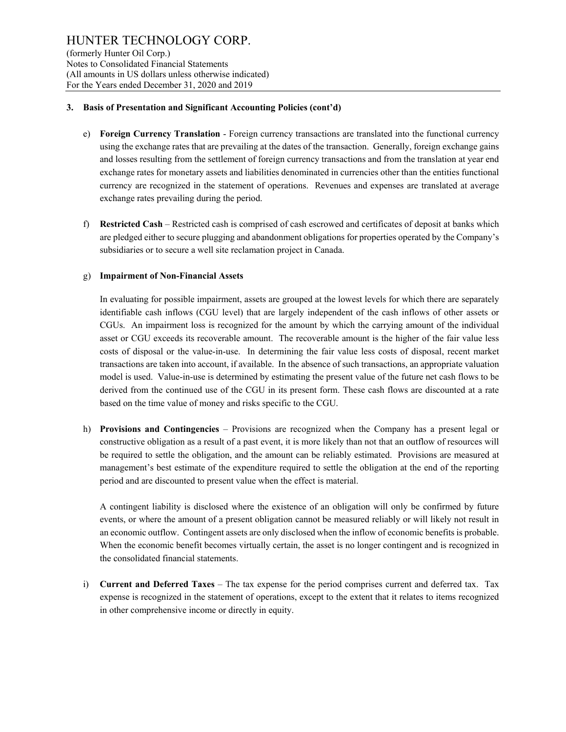### 3. Basis of Presentation and Significant Accounting Policies (cont'd)

e) **Foreign Currency Translation** - Foreign currency transactions are translated into the functional currency using the exchange rates that are prevailing at the dates of the transaction. Generally, foreign exchange gains and losses resulting from the settlement of foreign currency transactions and from the translation at year end exchange rates for monetary assets and liabilities denominated in currencies other than the entities functional currency are recognized in the statement of operations. Revenues and expenses are translated at average exchange rates prevailing during the period.

f) **Restricted Cash** – Restricted cash is comprised of cash escrowed and certificates of deposit at banks which are pledged either to secure plugging and abandonment obligations for properties operated by the Company's subsidiaries or to secure a well site reclamation project in Canada.

g) **Impairment of Non-Financial Assets**

In evaluating for possible impairment, assets are grouped at the lowest levels for which there are separately identifiable cash inflows (CGU level) that are largely independent of the cash inflows of other assets or CGUs. An impairment loss is recognized for the amount by which the carrying amount of the individual asset or CGU exceeds its recoverable amount. The recoverable amount is the higher of the fair value less costs of disposal or the value-in-use. In determining the fair value less costs of disposal, recent market transactions are taken into account, if available. In the absence of such transactions, an appropriate valuation model is used. Value-in-use is determined by estimating the present value of the future net cash flows to be derived from the continued use of the CGU in its present form. These cash flows are discounted at a rate based on the time value of money and risks specific to the CGU.

h) **Provisions and Contingencies** – Provisions are recognized when the Company has a present legal or constructive obligation as a result of a past event, it is more likely than not that an outflow of resources will be required to settle the obligation, and the amount can be reliably estimated. Provisions are measured at management's best estimate of the expenditure required to settle the obligation at the end of the reporting period and are discounted to present value when the effect is material.

A contingent liability is disclosed where the existence of an obligation will only be confirmed by future events, or where the amount of a present obligation cannot be measured reliably or will likely not result in an economic outflow. Contingent assets are only disclosed when the inflow of economic benefits is probable. When the economic benefit becomes virtually certain, the asset is no longer contingent and is recognized in the consolidated financial statements.

i) **Current and Deferred Taxes** – The tax expense for the period comprises current and deferred tax. Tax expense is recognized in the statement of operations, except to the extent that it relates to items recognized in other comprehensive income or directly in equity.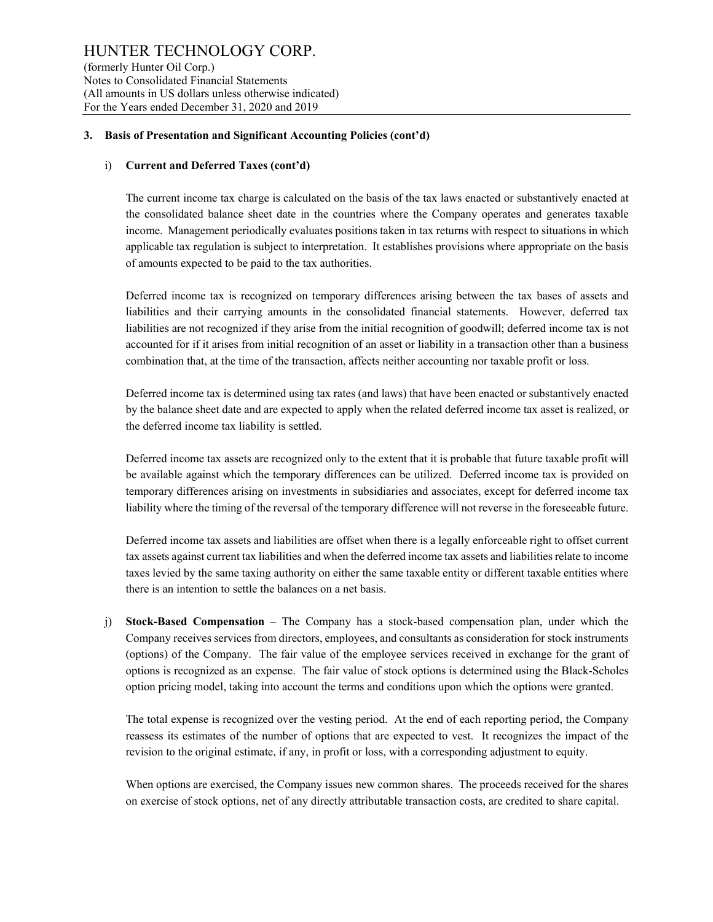### 3. Basis of Presentation and Significant Accounting Policies (cont'd)

i) **Current and Deferred Taxes (cont'd)**

The current income tax charge is calculated on the basis of the tax laws enacted or substantively enacted at the consolidated balance sheet date in the countries where the Company operates and generates taxable income. Management periodically evaluates positions taken in tax returns with respect to situations in which applicable tax regulation is subject to interpretation. It establishes provisions where appropriate on the basis of amounts expected to be paid to the tax authorities.

Deferred income tax is recognized on temporary differences arising between the tax bases of assets and liabilities and their carrying amounts in the consolidated financial statements. However, deferred tax liabilities are not recognized if they arise from the initial recognition of goodwill; deferred income tax is not accounted for if it arises from initial recognition of an asset or liability in a transaction other than a business combination that, at the time of the transaction, affects neither accounting nor taxable profit or loss.

Deferred income tax is determined using tax rates (and laws) that have been enacted or substantively enacted by the balance sheet date and are expected to apply when the related deferred income tax asset is realized, or the deferred income tax liability is settled.

Deferred income tax assets are recognized only to the extent that it is probable that future taxable profit will be available against which the temporary differences can be utilized. Deferred income tax is provided on temporary differences arising on investments in subsidiaries and associates, except for deferred income tax liability where the timing of the reversal of the temporary difference will not reverse in the foreseeable future.

Deferred income tax assets and liabilities are offset when there is a legally enforceable right to offset current tax assets against current tax liabilities and when the deferred income tax assets and liabilities relate to income taxes levied by the same taxing authority on either the same taxable entity or different taxable entities where there is an intention to settle the balances on a net basis.

j) **Stock-Based Compensation** – The Company has a stock-based compensation plan, under which the Company receives services from directors, employees, and consultants as consideration for stock instruments (options) of the Company. The fair value of the employee services received in exchange for the grant of options is recognized as an expense. The fair value of stock options is determined using the Black-Scholes option pricing model, taking into account the terms and conditions upon which the options were granted.

The total expense is recognized over the vesting period. At the end of each reporting period, the Company reassess its estimates of the number of options that are expected to vest. It recognizes the impact of the revision to the original estimate, if any, in profit or loss, with a corresponding adjustment to equity.

When options are exercised, the Company issues new common shares. The proceeds received for the shares on exercise of stock options, net of any directly attributable transaction costs, are credited to share capital.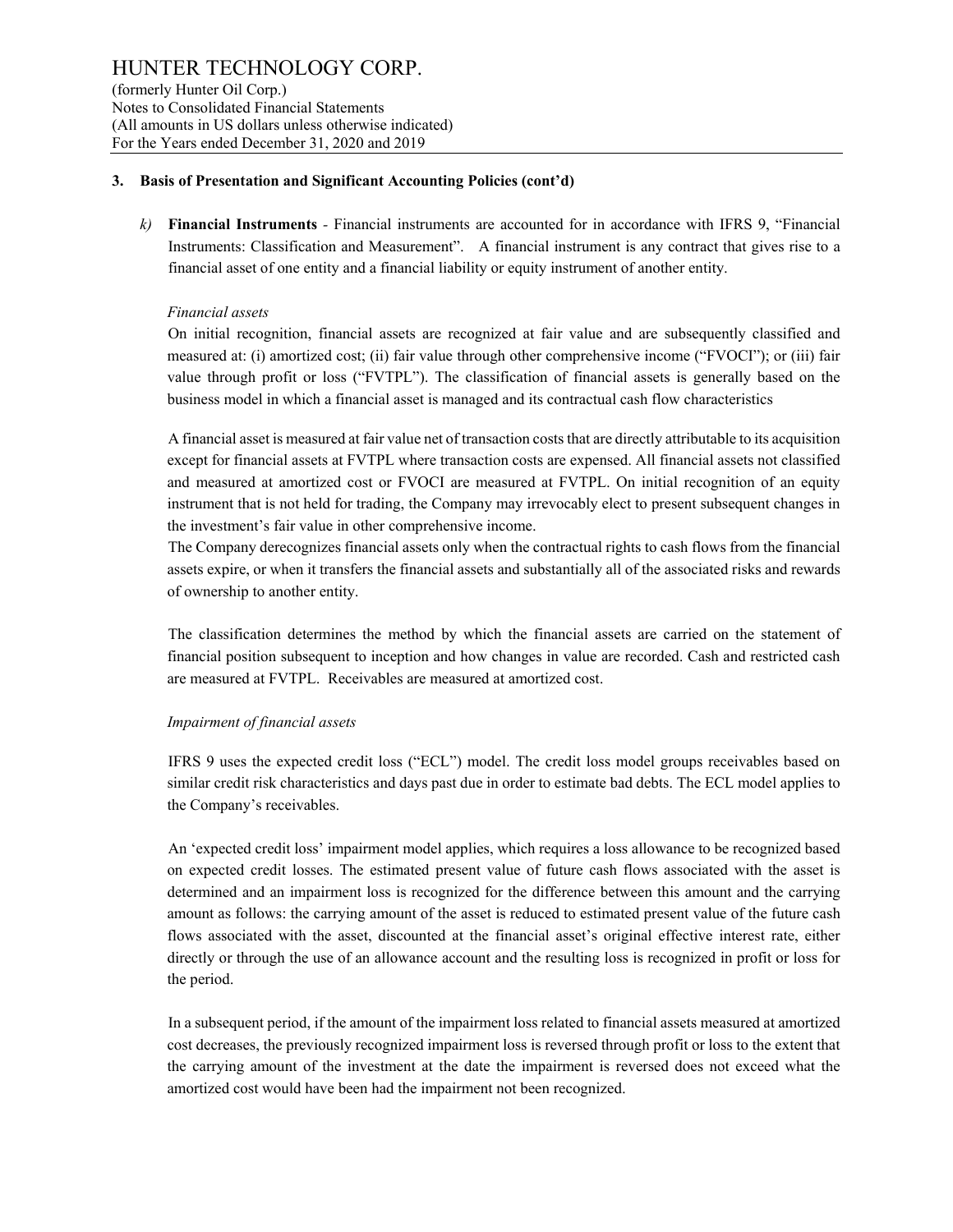### 3. Basis of Presentation and Significant Accounting Policies (cont'd)

*k)* **Financial Instruments** - Financial instruments are accounted for in accordance with IFRS 9, "Financial Instruments: Classification and Measurement". A financial instrument is any contract that gives rise to a financial asset of one entity and a financial liability or equity instrument of another entity.

*Financial assets*

On initial recognition, financial assets are recognized at fair value and are subsequently classified and measured at: (i) amortized cost; (ii) fair value through other comprehensive income ("FVOCI"); or (iii) fair value through profit or loss ("FVTPL"). The classification of financial assets is generally based on the business model in which a financial asset is managed and its contractual cash flow characteristics

A financial asset is measured at fair value net of transaction costs that are directly attributable to its acquisition except for financial assets at FVTPL where transaction costs are expensed. All financial assets not classified and measured at amortized cost or FVOCI are measured at FVTPL. On initial recognition of an equity instrument that is not held for trading, the Company may irrevocably elect to present subsequent changes in the investment's fair value in other comprehensive income.

The Company derecognizes financial assets only when the contractual rights to cash flows from the financial assets expire, or when it transfers the financial assets and substantially all of the associated risks and rewards of ownership to another entity.

The classification determines the method by which the financial assets are carried on the statement of financial position subsequent to inception and how changes in value are recorded. Cash and restricted cash are measured at FVTPL. Receivables are measured at amortized cost.

*Impairment of financial assets*

IFRS 9 uses the expected credit loss ("ECL") model. The credit loss model groups receivables based on similar credit risk characteristics and days past due in order to estimate bad debts. The ECL model applies to the Company's receivables.

An 'expected credit loss' impairment model applies, which requires a loss allowance to be recognized based on expected credit losses. The estimated present value of future cash flows associated with the asset is determined and an impairment loss is recognized for the difference between this amount and the carrying amount as follows: the carrying amount of the asset is reduced to estimated present value of the future cash flows associated with the asset, discounted at the financial asset's original effective interest rate, either directly or through the use of an allowance account and the resulting loss is recognized in profit or loss for the period.

In a subsequent period, if the amount of the impairment loss related to financial assets measured at amortized cost decreases, the previously recognized impairment loss is reversed through profit or loss to the extent that the carrying amount of the investment at the date the impairment is reversed does not exceed what the amortized cost would have been had the impairment not been recognized.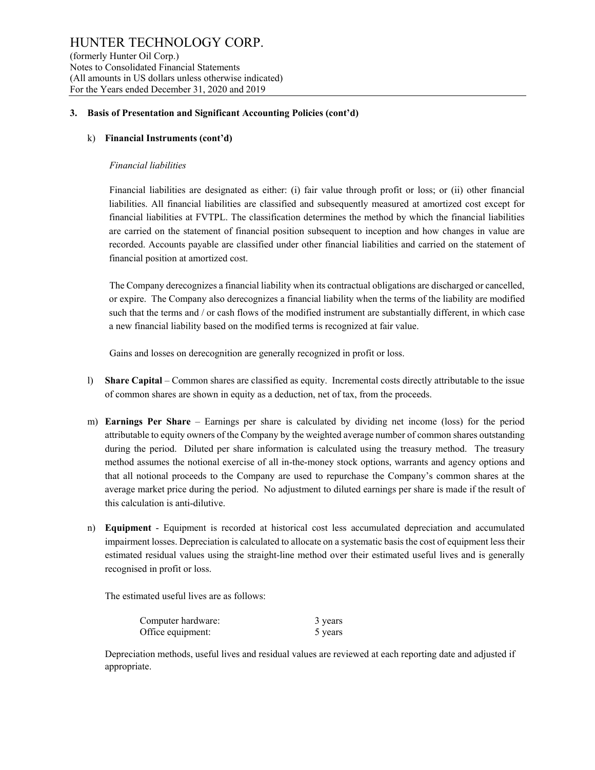### 3. Basis of Presentation and Significant Accounting Policies (cont'd)

k) **Financial Instruments (cont'd)**

*Financial liabilities*

Financial liabilities are designated as either: (i) fair value through profit or loss; or (ii) other financial liabilities. All financial liabilities are classified and subsequently measured at amortized cost except for financial liabilities at FVTPL. The classification determines the method by which the financial liabilities are carried on the statement of financial position subsequent to inception and how changes in value are recorded. Accounts payable are classified under other financial liabilities and carried on the statement of financial position at amortized cost.

The Company derecognizes a financial liability when its contractual obligations are discharged or cancelled, or expire. The Company also derecognizes a financial liability when the terms of the liability are modified such that the terms and / or cash flows of the modified instrument are substantially different, in which case a new financial liability based on the modified terms is recognized at fair value.

Gains and losses on derecognition are generally recognized in profit or loss.

l) **Share Capital** – Common shares are classified as equity. Incremental costs directly attributable to the issue of common shares are shown in equity as a deduction, net of tax, from the proceeds.

m) **Earnings Per Share** – Earnings per share is calculated by dividing net income (loss) for the period attributable to equity owners of the Company by the weighted average number of common shares outstanding during the period. Diluted per share information is calculated using the treasury method. The treasury method assumes the notional exercise of all in-the-money stock options, warrants and agency options and that all notional proceeds to the Company are used to repurchase the Company's common shares at the average market price during the period. No adjustment to diluted earnings per share is made if the result of this calculation is anti-dilutive.

n) **Equipment** - Equipment is recorded at historical cost less accumulated depreciation and accumulated impairment losses. Depreciation is calculated to allocate on a systematic basis the cost of equipment less their estimated residual values using the straight-line method over their estimated useful lives and is generally recognised in profit or loss.

The estimated useful lives are as follows:

| | |
|---|---|
| Computer hardware: | 3 years |
| Office equipment: | 5 years |

Depreciation methods, useful lives and residual values are reviewed at each reporting date and adjusted if appropriate.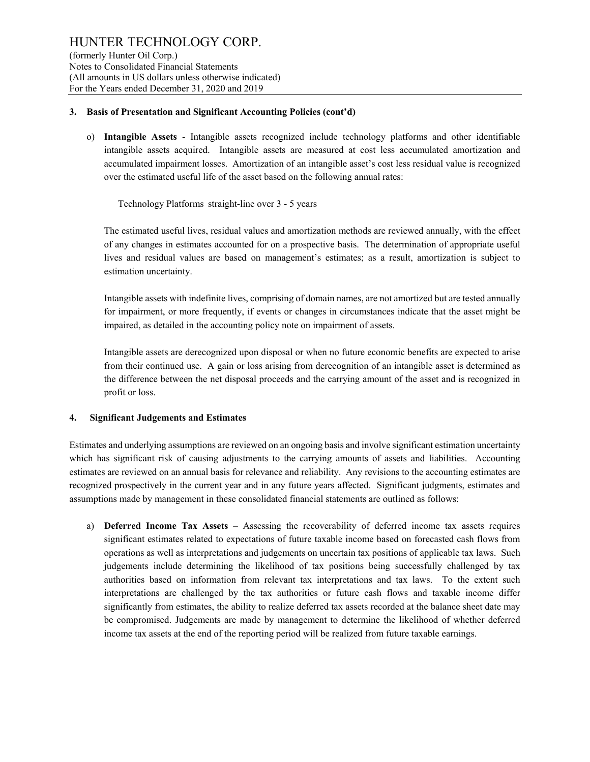### 3. Basis of Presentation and Significant Accounting Policies (cont'd)

o) **Intangible Assets** - Intangible assets recognized include technology platforms and other identifiable intangible assets acquired. Intangible assets are measured at cost less accumulated amortization and accumulated impairment losses. Amortization of an intangible asset's cost less residual value is recognized over the estimated useful life of the asset based on the following annual rates:

Technology Platforms straight-line over 3 - 5 years

The estimated useful lives, residual values and amortization methods are reviewed annually, with the effect of any changes in estimates accounted for on a prospective basis. The determination of appropriate useful lives and residual values are based on management's estimates; as a result, amortization is subject to estimation uncertainty.

Intangible assets with indefinite lives, comprising of domain names, are not amortized but are tested annually for impairment, or more frequently, if events or changes in circumstances indicate that the asset might be impaired, as detailed in the accounting policy note on impairment of assets.

Intangible assets are derecognized upon disposal or when no future economic benefits are expected to arise from their continued use. A gain or loss arising from derecognition of an intangible asset is determined as the difference between the net disposal proceeds and the carrying amount of the asset and is recognized in profit or loss.

### 4. Significant Judgements and Estimates

Estimates and underlying assumptions are reviewed on an ongoing basis and involve significant estimation uncertainty which has significant risk of causing adjustments to the carrying amounts of assets and liabilities. Accounting estimates are reviewed on an annual basis for relevance and reliability. Any revisions to the accounting estimates are recognized prospectively in the current year and in any future years affected. Significant judgments, estimates and assumptions made by management in these consolidated financial statements are outlined as follows:

a) **Deferred Income Tax Assets** – Assessing the recoverability of deferred income tax assets requires significant estimates related to expectations of future taxable income based on forecasted cash flows from operations as well as interpretations and judgements on uncertain tax positions of applicable tax laws. Such judgements include determining the likelihood of tax positions being successfully challenged by tax authorities based on information from relevant tax interpretations and tax laws. To the extent such interpretations are challenged by the tax authorities or future cash flows and taxable income differ significantly from estimates, the ability to realize deferred tax assets recorded at the balance sheet date may be compromised. Judgements are made by management to determine the likelihood of whether deferred income tax assets at the end of the reporting period will be realized from future taxable earnings.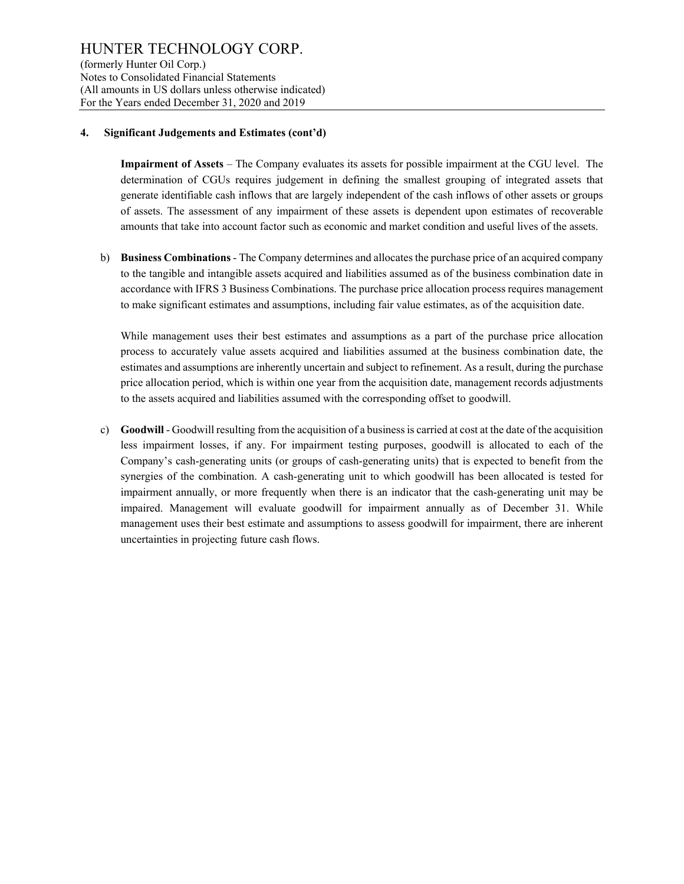### 4. Significant Judgements and Estimates (cont'd)

**Impairment of Assets** – The Company evaluates its assets for possible impairment at the CGU level. The determination of CGUs requires judgement in defining the smallest grouping of integrated assets that generate identifiable cash inflows that are largely independent of the cash inflows of other assets or groups of assets. The assessment of any impairment of these assets is dependent upon estimates of recoverable amounts that take into account factor such as economic and market condition and useful lives of the assets.

b) **Business Combinations** - The Company determines and allocates the purchase price of an acquired company to the tangible and intangible assets acquired and liabilities assumed as of the business combination date in accordance with IFRS 3 Business Combinations. The purchase price allocation process requires management to make significant estimates and assumptions, including fair value estimates, as of the acquisition date.

   While management uses their best estimates and assumptions as a part of the purchase price allocation process to accurately value assets acquired and liabilities assumed at the business combination date, the estimates and assumptions are inherently uncertain and subject to refinement. As a result, during the purchase price allocation period, which is within one year from the acquisition date, management records adjustments to the assets acquired and liabilities assumed with the corresponding offset to goodwill.

c) **Goodwill** - Goodwill resulting from the acquisition of a business is carried at cost at the date of the acquisition less impairment losses, if any. For impairment testing purposes, goodwill is allocated to each of the Company's cash-generating units (or groups of cash-generating units) that is expected to benefit from the synergies of the combination. A cash-generating unit to which goodwill has been allocated is tested for impairment annually, or more frequently when there is an indicator that the cash-generating unit may be impaired. Management will evaluate goodwill for impairment annually as of December 31. While management uses their best estimate and assumptions to assess goodwill for impairment, there are inherent uncertainties in projecting future cash flows.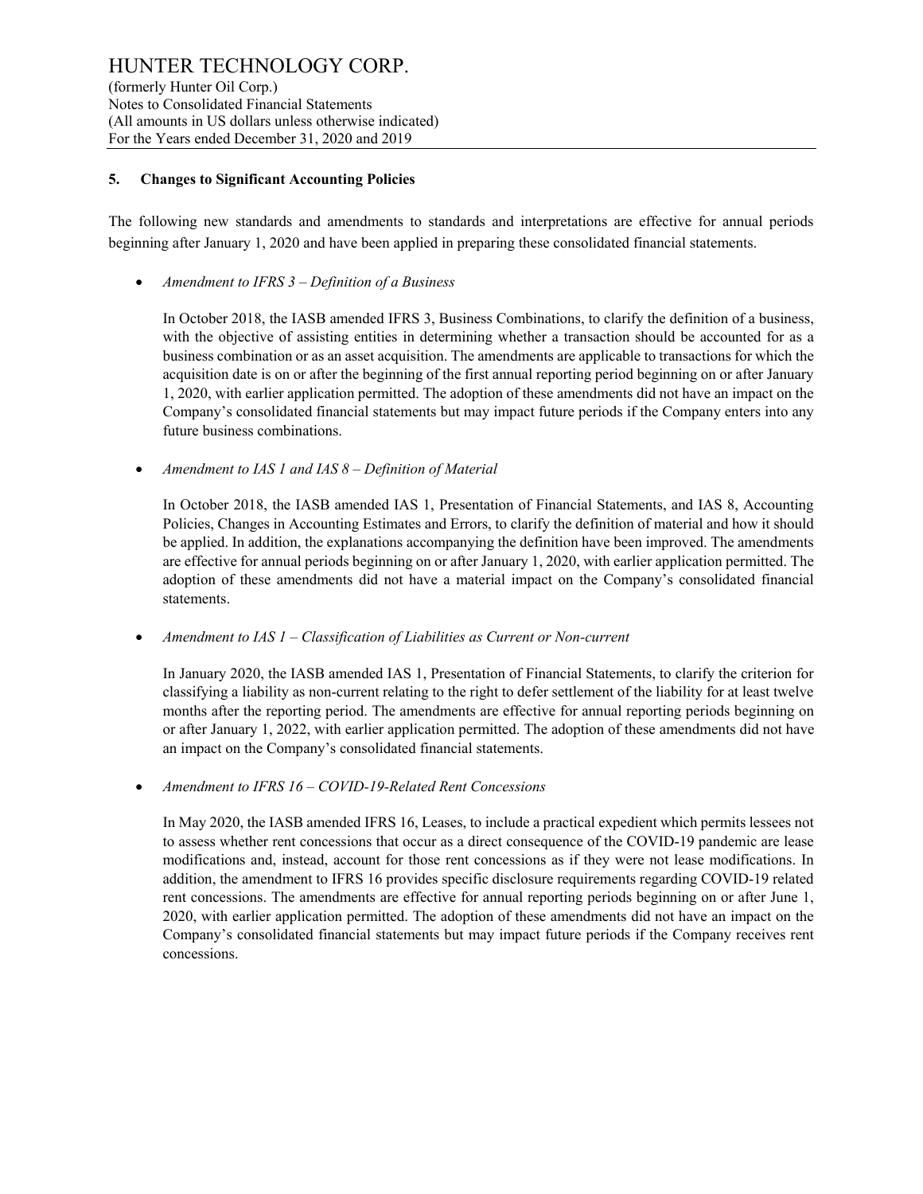## 5. Changes to Significant Accounting Policies

The following new standards and amendments to standards and interpretations are effective for annual periods beginning after January 1, 2020 and have been applied in preparing these consolidated financial statements.

- *Amendment to IFRS 3 – Definition of a Business*

  In October 2018, the IASB amended IFRS 3, Business Combinations, to clarify the definition of a business, with the objective of assisting entities in determining whether a transaction should be accounted for as a business combination or as an asset acquisition. The amendments are applicable to transactions for which the acquisition date is on or after the beginning of the first annual reporting period beginning on or after January 1, 2020, with earlier application permitted. The adoption of these amendments did not have an impact on the Company's consolidated financial statements but may impact future periods if the Company enters into any future business combinations.

- *Amendment to IAS 1 and IAS 8 – Definition of Material*

  In October 2018, the IASB amended IAS 1, Presentation of Financial Statements, and IAS 8, Accounting Policies, Changes in Accounting Estimates and Errors, to clarify the definition of material and how it should be applied. In addition, the explanations accompanying the definition have been improved. The amendments are effective for annual periods beginning on or after January 1, 2020, with earlier application permitted. The adoption of these amendments did not have a material impact on the Company's consolidated financial statements.

- *Amendment to IAS 1 – Classification of Liabilities as Current or Non-current*

  In January 2020, the IASB amended IAS 1, Presentation of Financial Statements, to clarify the criterion for classifying a liability as non-current relating to the right to defer settlement of the liability for at least twelve months after the reporting period. The amendments are effective for annual reporting periods beginning on or after January 1, 2022, with earlier application permitted. The adoption of these amendments did not have an impact on the Company's consolidated financial statements.

- *Amendment to IFRS 16 – COVID-19-Related Rent Concessions*

  In May 2020, the IASB amended IFRS 16, Leases, to include a practical expedient which permits lessees not to assess whether rent concessions that occur as a direct consequence of the COVID-19 pandemic are lease modifications and, instead, account for those rent concessions as if they were not lease modifications. In addition, the amendment to IFRS 16 provides specific disclosure requirements regarding COVID-19 related rent concessions. The amendments are effective for annual reporting periods beginning on or after June 1, 2020, with earlier application permitted. The adoption of these amendments did not have an impact on the Company's consolidated financial statements but may impact future periods if the Company receives rent concessions.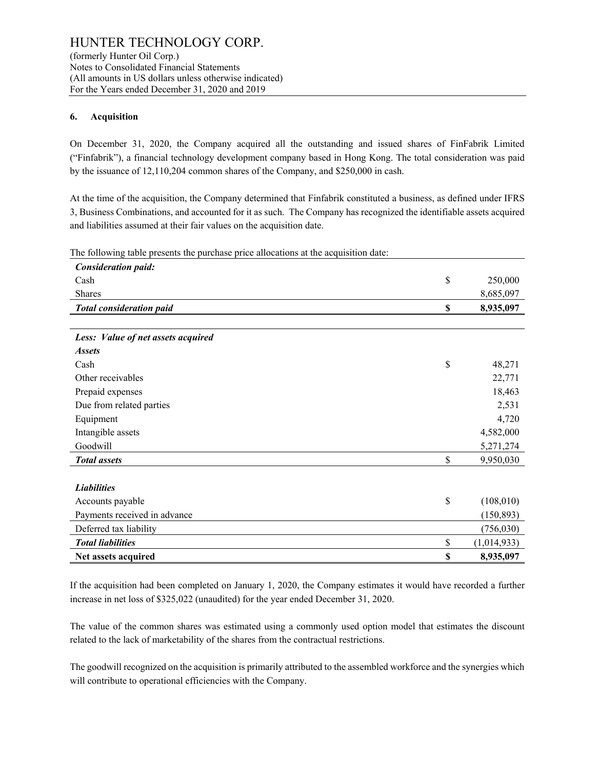### 6. Acquisition

On December 31, 2020, the Company acquired all the outstanding and issued shares of FinFabrik Limited ("Finfabrik"), a financial technology development company based in Hong Kong. The total consideration was paid by the issuance of 12,110,204 common shares of the Company, and $250,000 in cash.

At the time of the acquisition, the Company determined that Finfabrik constituted a business, as defined under IFRS 3, Business Combinations, and accounted for it as such. The Company has recognized the identifiable assets acquired and liabilities assumed at their fair values on the acquisition date.

The following table presents the purchase price allocations at the acquisition date:

| | | |
|---|---|---|
| ***Consideration paid:*** | | |
| Cash | $ | 250,000 |
| Shares | | 8,685,097 |
| ***Total consideration paid*** | **$** | **8,935,097** |
| | | |
| ***Less: Value of net assets acquired*** | | |
| ***Assets*** | | |
| Cash | $ | 48,271 |
| Other receivables | | 22,771 |
| Prepaid expenses | | 18,463 |
| Due from related parties | | 2,531 |
| Equipment | | 4,720 |
| Intangible assets | | 4,582,000 |
| Goodwill | | 5,271,274 |
| ***Total assets*** | $ | 9,950,030 |
| | | |
| ***Liabilities*** | | |
| Accounts payable | $ | (108,010) |
| Payments received in advance | | (150,893) |
| Deferred tax liability | | (756,030) |
| ***Total liabilities*** | $ | (1,014,933) |
| **Net assets acquired** | **$** | **8,935,097** |

If the acquisition had been completed on January 1, 2020, the Company estimates it would have recorded a further increase in net loss of $325,022 (unaudited) for the year ended December 31, 2020.

The value of the common shares was estimated using a commonly used option model that estimates the discount related to the lack of marketability of the shares from the contractual restrictions.

The goodwill recognized on the acquisition is primarily attributed to the assembled workforce and the synergies which will contribute to operational efficiencies with the Company.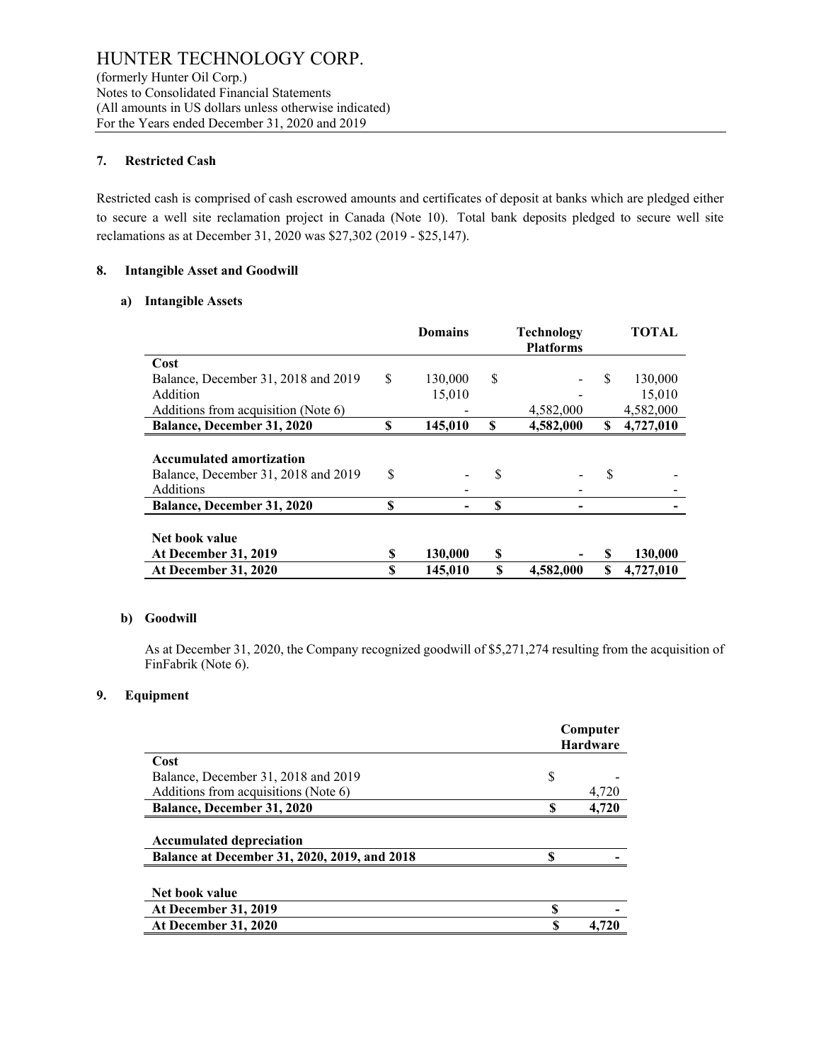## 7. Restricted Cash

Restricted cash is comprised of cash escrowed amounts and certificates of deposit at banks which are pledged either to secure a well site reclamation project in Canada (Note 10). Total bank deposits pledged to secure well site reclamations as at December 31, 2020 was $27,302 (2019 - $25,147).

## 8. Intangible Asset and Goodwill

### a) Intangible Assets

| | Domains | Technology Platforms | TOTAL |
|---|---|---|---|
| **Cost** | | | |
| Balance, December 31, 2018 and 2019 | $ 130,000 | $ - | $ 130,000 |
| Addition | 15,010 | - | 15,010 |
| Additions from acquisition (Note 6) | - | 4,582,000 | 4,582,000 |
| **Balance, December 31, 2020** | **$ 145,010** | **$ 4,582,000** | **$ 4,727,010** |
| **Accumulated amortization** | | | |
| Balance, December 31, 2018 and 2019 | $ - | $ - | $ - |
| Additions | - | - | - |
| **Balance, December 31, 2020** | **$ -** | **$ -** | **-** |
| **Net book value** | | | |
| **At December 31, 2019** | **$ 130,000** | **$ -** | **$ 130,000** |
| **At December 31, 2020** | **$ 145,010** | **$ 4,582,000** | **$ 4,727,010** |

### b) Goodwill

As at December 31, 2020, the Company recognized goodwill of $5,271,274 resulting from the acquisition of FinFabrik (Note 6).

## 9. Equipment

| | Computer Hardware |
|---|---|
| **Cost** | |
| Balance, December 31, 2018 and 2019 | $ - |
| Additions from acquisitions (Note 6) | 4,720 |
| **Balance, December 31, 2020** | **$ 4,720** |
| **Accumulated depreciation** | |
| **Balance at December 31, 2020, 2019, and 2018** | **$ -** |
| **Net book value** | |
| **At December 31, 2019** | **$ -** |
| **At December 31, 2020** | **$ 4,720** |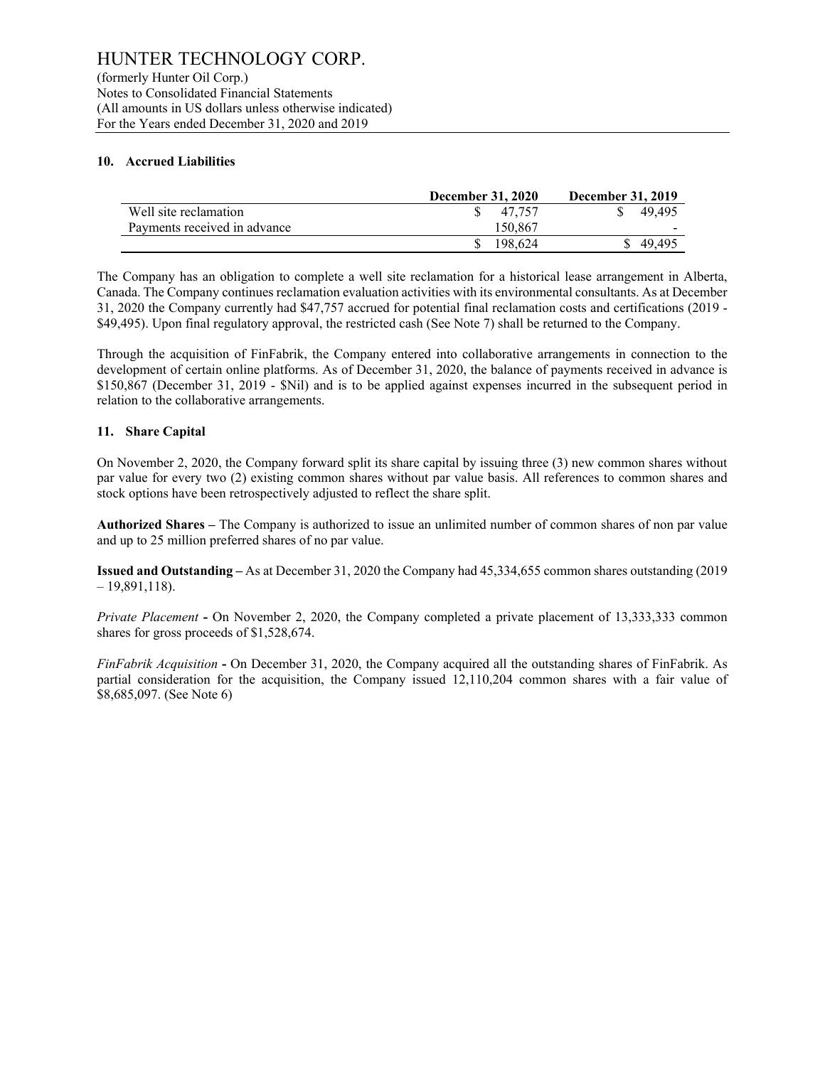## 10. Accrued Liabilities

| | December 31, 2020 | December 31, 2019 |
|---|---|---|
| Well site reclamation | $ 47,757 | $ 49,495 |
| Payments received in advance | 150,867 | - |
| | $ 198,624 | $ 49,495 |

The Company has an obligation to complete a well site reclamation for a historical lease arrangement in Alberta, Canada. The Company continues reclamation evaluation activities with its environmental consultants. As at December 31, 2020 the Company currently had $47,757 accrued for potential final reclamation costs and certifications (2019 - $49,495). Upon final regulatory approval, the restricted cash (See Note 7) shall be returned to the Company.

Through the acquisition of FinFabrik, the Company entered into collaborative arrangements in connection to the development of certain online platforms. As of December 31, 2020, the balance of payments received in advance is $150,867 (December 31, 2019 - $Nil) and is to be applied against expenses incurred in the subsequent period in relation to the collaborative arrangements.

## 11. Share Capital

On November 2, 2020, the Company forward split its share capital by issuing three (3) new common shares without par value for every two (2) existing common shares without par value basis. All references to common shares and stock options have been retrospectively adjusted to reflect the share split.

**Authorized Shares –** The Company is authorized to issue an unlimited number of common shares of non par value and up to 25 million preferred shares of no par value.

**Issued and Outstanding –** As at December 31, 2020 the Company had 45,334,655 common shares outstanding (2019 – 19,891,118).

*Private Placement* **-** On November 2, 2020, the Company completed a private placement of 13,333,333 common shares for gross proceeds of $1,528,674.

*FinFabrik Acquisition* **-** On December 31, 2020, the Company acquired all the outstanding shares of FinFabrik. As partial consideration for the acquisition, the Company issued 12,110,204 common shares with a fair value of $8,685,097. (See Note 6)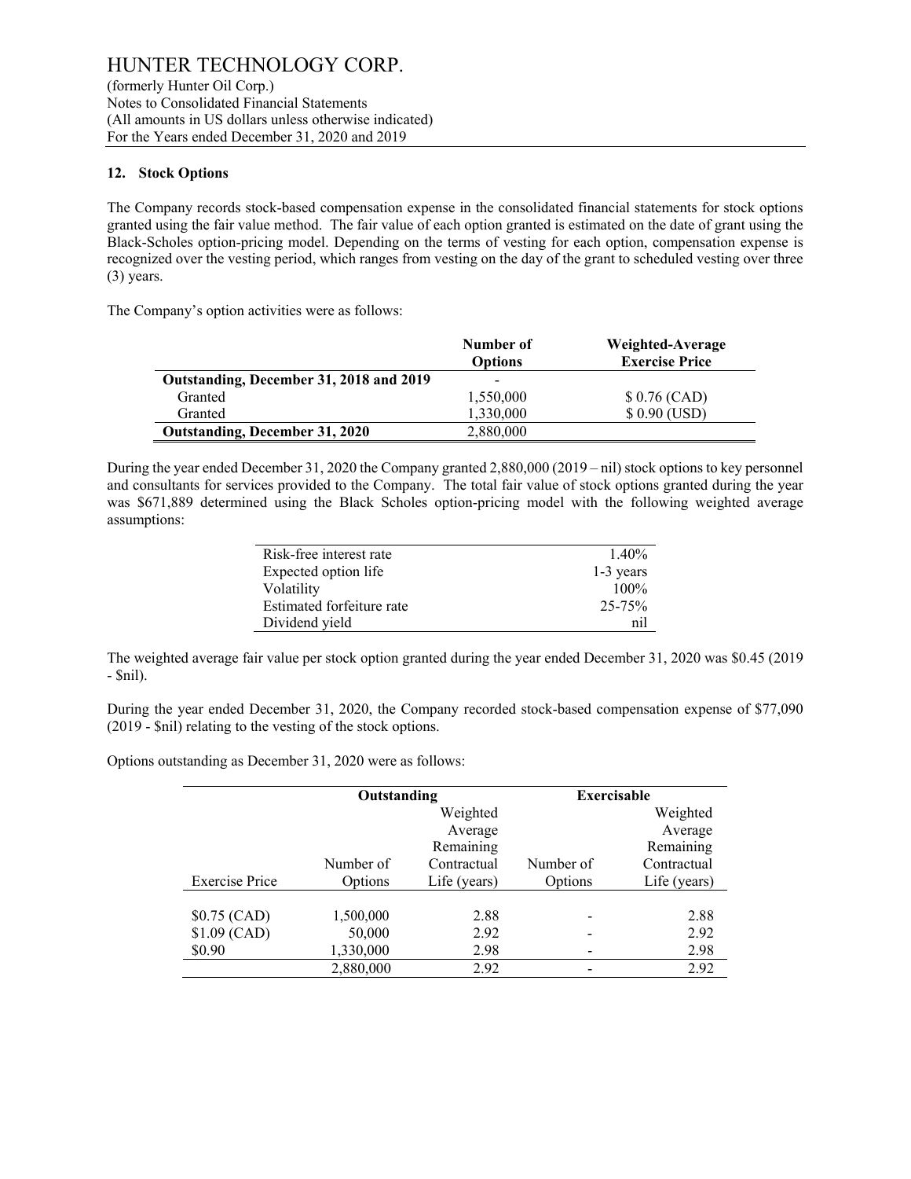## 12. Stock Options

The Company records stock-based compensation expense in the consolidated financial statements for stock options granted using the fair value method. The fair value of each option granted is estimated on the date of grant using the Black-Scholes option-pricing model. Depending on the terms of vesting for each option, compensation expense is recognized over the vesting period, which ranges from vesting on the day of the grant to scheduled vesting over three (3) years.

The Company's option activities were as follows:

| | Number of Options | Weighted-Average Exercise Price |
|---|---|---|
| **Outstanding, December 31, 2018 and 2019** | - | |
| Granted | 1,550,000 | $ 0.76 (CAD) |
| Granted | 1,330,000 | $ 0.90 (USD) |
| **Outstanding, December 31, 2020** | 2,880,000 | |

During the year ended December 31, 2020 the Company granted 2,880,000 (2019 – nil) stock options to key personnel and consultants for services provided to the Company. The total fair value of stock options granted during the year was $671,889 determined using the Black Scholes option-pricing model with the following weighted average assumptions:

| | |
|---|---|
| Risk-free interest rate | 1.40% |
| Expected option life | 1-3 years |
| Volatility | 100% |
| Estimated forfeiture rate | 25-75% |
| Dividend yield | nil |

The weighted average fair value per stock option granted during the year ended December 31, 2020 was $0.45 (2019 - $nil).

During the year ended December 31, 2020, the Company recorded stock-based compensation expense of $77,090 (2019 - $nil) relating to the vesting of the stock options.

Options outstanding as December 31, 2020 were as follows:

| | Outstanding | | Exercisable | |
|---|---|---|---|---|
| Exercise Price | Number of Options | Weighted Average Remaining Contractual Life (years) | Number of Options | Weighted Average Remaining Contractual Life (years) |
| $0.75 (CAD) | 1,500,000 | 2.88 | - | 2.88 |
| $1.09 (CAD) | 50,000 | 2.92 | - | 2.92 |
| $0.90 | 1,330,000 | 2.98 | - | 2.98 |
| | 2,880,000 | 2.92 | - | 2.92 |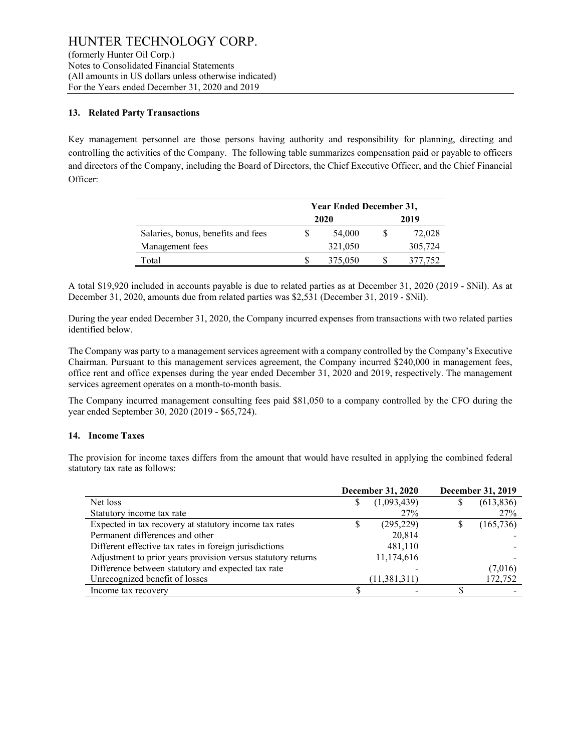## 13. Related Party Transactions

Key management personnel are those persons having authority and responsibility for planning, directing and controlling the activities of the Company. The following table summarizes compensation paid or payable to officers and directors of the Company, including the Board of Directors, the Chief Executive Officer, and the Chief Financial Officer:

| | Year Ended December 31, | |
|---|---|---|
| | 2020 | 2019 |
| Salaries, bonus, benefits and fees | $ 54,000 | $ 72,028 |
| Management fees | 321,050 | 305,724 |
| Total | $ 375,050 | $ 377,752 |

A total $19,920 included in accounts payable is due to related parties as at December 31, 2020 (2019 - $Nil). As at December 31, 2020, amounts due from related parties was $2,531 (December 31, 2019 - $Nil).

During the year ended December 31, 2020, the Company incurred expenses from transactions with two related parties identified below.

The Company was party to a management services agreement with a company controlled by the Company's Executive Chairman. Pursuant to this management services agreement, the Company incurred $240,000 in management fees, office rent and office expenses during the year ended December 31, 2020 and 2019, respectively. The management services agreement operates on a month-to-month basis.

The Company incurred management consulting fees paid $81,050 to a company controlled by the CFO during the year ended September 30, 2020 (2019 - $65,724).

## 14. Income Taxes

The provision for income taxes differs from the amount that would have resulted in applying the combined federal statutory tax rate as follows:

| | December 31, 2020 | December 31, 2019 |
|---|---|---|
| Net loss | $ (1,093,439) | $ (613,836) |
| Statutory income tax rate | 27% | 27% |
| Expected in tax recovery at statutory income tax rates | $ (295,229) | $ (165,736) |
| Permanent differences and other | 20,814 | - |
| Different effective tax rates in foreign jurisdictions | 481,110 | - |
| Adjustment to prior years provision versus statutory returns | 11,174,616 | - |
| Difference between statutory and expected tax rate | - | (7,016) |
| Unrecognized benefit of losses | (11,381,311) | 172,752 |
| Income tax recovery | $ - | $ - |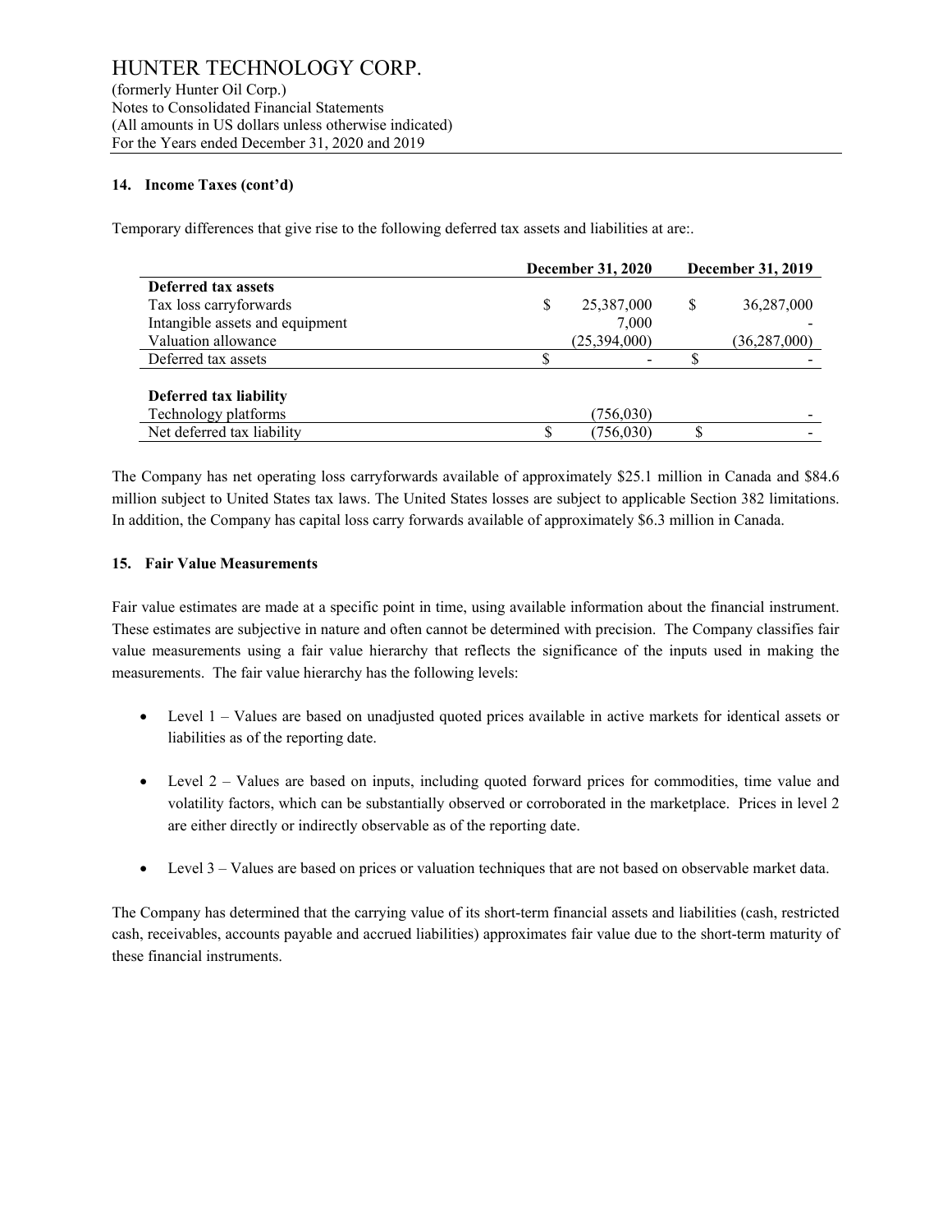## 14. Income Taxes (cont'd)

Temporary differences that give rise to the following deferred tax assets and liabilities at are:.

| | December 31, 2020 | December 31, 2019 |
|---|---|---|
| **Deferred tax assets** | | |
| Tax loss carryforwards | $ 25,387,000 | $ 36,287,000 |
| Intangible assets and equipment | 7,000 | - |
| Valuation allowance | (25,394,000) | (36,287,000) |
| Deferred tax assets | $ - | $ - |
| | | |
| **Deferred tax liability** | | |
| Technology platforms | (756,030) | - |
| Net deferred tax liability | $ (756,030) | $ - |

The Company has net operating loss carryforwards available of approximately $25.1 million in Canada and $84.6 million subject to United States tax laws. The United States losses are subject to applicable Section 382 limitations. In addition, the Company has capital loss carry forwards available of approximately $6.3 million in Canada.

## 15. Fair Value Measurements

Fair value estimates are made at a specific point in time, using available information about the financial instrument. These estimates are subjective in nature and often cannot be determined with precision. The Company classifies fair value measurements using a fair value hierarchy that reflects the significance of the inputs used in making the measurements. The fair value hierarchy has the following levels:

- Level 1 – Values are based on unadjusted quoted prices available in active markets for identical assets or liabilities as of the reporting date.
- Level 2 – Values are based on inputs, including quoted forward prices for commodities, time value and volatility factors, which can be substantially observed or corroborated in the marketplace. Prices in level 2 are either directly or indirectly observable as of the reporting date.
- Level 3 – Values are based on prices or valuation techniques that are not based on observable market data.

The Company has determined that the carrying value of its short-term financial assets and liabilities (cash, restricted cash, receivables, accounts payable and accrued liabilities) approximates fair value due to the short-term maturity of these financial instruments.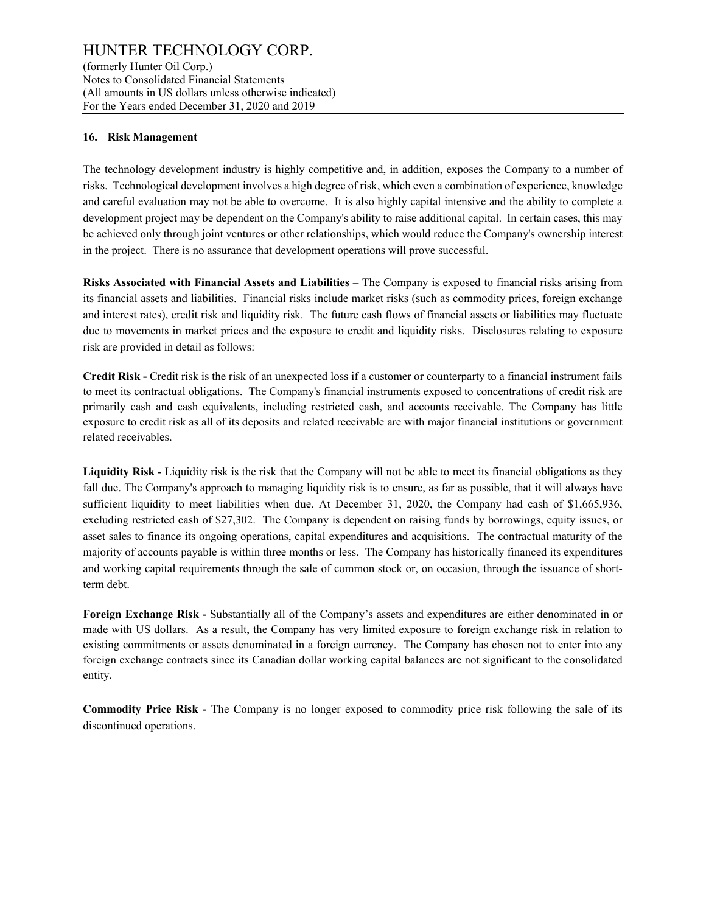## 16. Risk Management

The technology development industry is highly competitive and, in addition, exposes the Company to a number of risks. Technological development involves a high degree of risk, which even a combination of experience, knowledge and careful evaluation may not be able to overcome. It is also highly capital intensive and the ability to complete a development project may be dependent on the Company's ability to raise additional capital. In certain cases, this may be achieved only through joint ventures or other relationships, which would reduce the Company's ownership interest in the project. There is no assurance that development operations will prove successful.

**Risks Associated with Financial Assets and Liabilities** – The Company is exposed to financial risks arising from its financial assets and liabilities. Financial risks include market risks (such as commodity prices, foreign exchange and interest rates), credit risk and liquidity risk. The future cash flows of financial assets or liabilities may fluctuate due to movements in market prices and the exposure to credit and liquidity risks. Disclosures relating to exposure risk are provided in detail as follows:

**Credit Risk -** Credit risk is the risk of an unexpected loss if a customer or counterparty to a financial instrument fails to meet its contractual obligations. The Company's financial instruments exposed to concentrations of credit risk are primarily cash and cash equivalents, including restricted cash, and accounts receivable. The Company has little exposure to credit risk as all of its deposits and related receivable are with major financial institutions or government related receivables.

**Liquidity Risk** - Liquidity risk is the risk that the Company will not be able to meet its financial obligations as they fall due. The Company's approach to managing liquidity risk is to ensure, as far as possible, that it will always have sufficient liquidity to meet liabilities when due. At December 31, 2020, the Company had cash of $1,665,936, excluding restricted cash of $27,302. The Company is dependent on raising funds by borrowings, equity issues, or asset sales to finance its ongoing operations, capital expenditures and acquisitions. The contractual maturity of the majority of accounts payable is within three months or less. The Company has historically financed its expenditures and working capital requirements through the sale of common stock or, on occasion, through the issuance of short-term debt.

**Foreign Exchange Risk -** Substantially all of the Company's assets and expenditures are either denominated in or made with US dollars. As a result, the Company has very limited exposure to foreign exchange risk in relation to existing commitments or assets denominated in a foreign currency. The Company has chosen not to enter into any foreign exchange contracts since its Canadian dollar working capital balances are not significant to the consolidated entity.

**Commodity Price Risk -** The Company is no longer exposed to commodity price risk following the sale of its discontinued operations.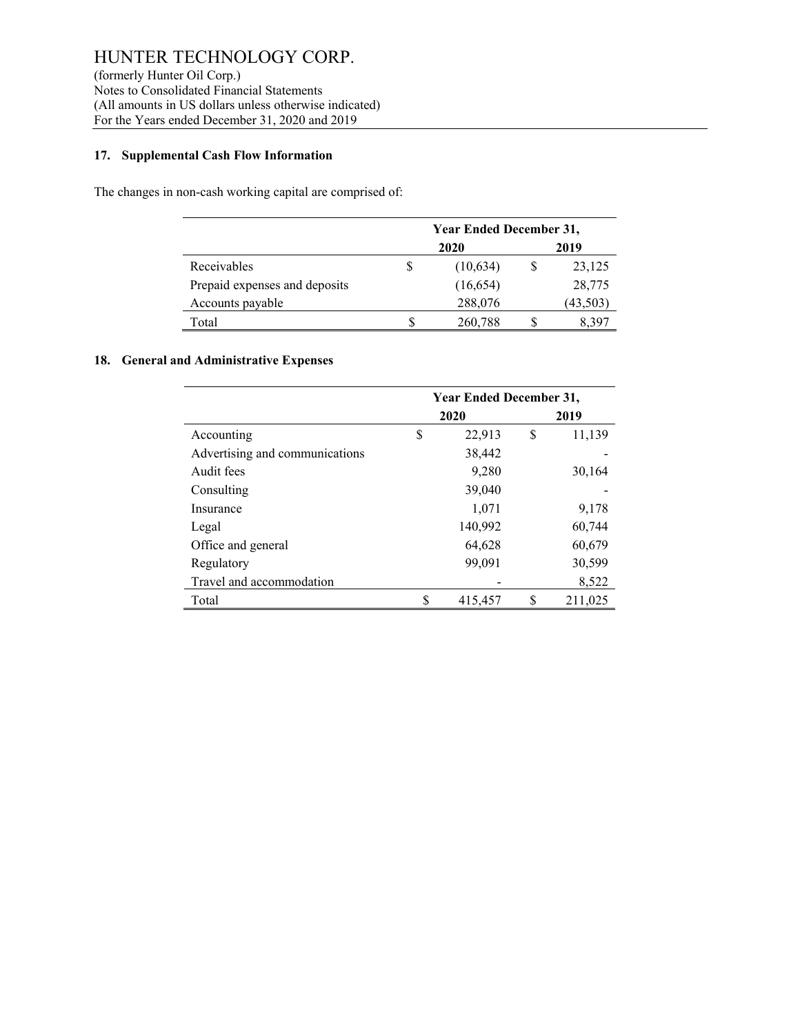## 17. Supplemental Cash Flow Information

The changes in non-cash working capital are comprised of:

| | Year Ended December 31, | |
|---|---|---|
| | 2020 | 2019 |
| Receivables | $ (10,634) | $ 23,125 |
| Prepaid expenses and deposits | (16,654) | 28,775 |
| Accounts payable | 288,076 | (43,503) |
| Total | $ 260,788 | $ 8,397 |

## 18. General and Administrative Expenses

| | Year Ended December 31, | |
|---|---|---|
| | 2020 | 2019 |
| Accounting | $ 22,913 | $ 11,139 |
| Advertising and communications | 38,442 | - |
| Audit fees | 9,280 | 30,164 |
| Consulting | 39,040 | - |
| Insurance | 1,071 | 9,178 |
| Legal | 140,992 | 60,744 |
| Office and general | 64,628 | 60,679 |
| Regulatory | 99,091 | 30,599 |
| Travel and accommodation | - | 8,522 |
| Total | $ 415,457 | $ 211,025 |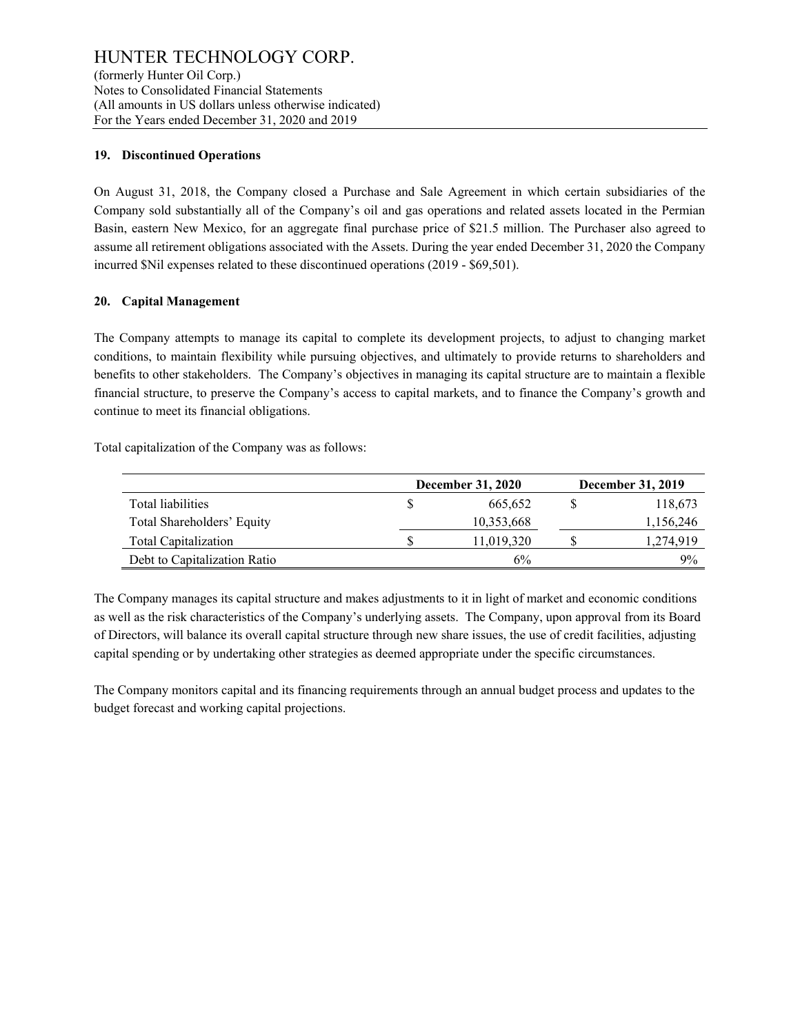## 19. Discontinued Operations

On August 31, 2018, the Company closed a Purchase and Sale Agreement in which certain subsidiaries of the Company sold substantially all of the Company's oil and gas operations and related assets located in the Permian Basin, eastern New Mexico, for an aggregate final purchase price of $21.5 million. The Purchaser also agreed to assume all retirement obligations associated with the Assets. During the year ended December 31, 2020 the Company incurred $Nil expenses related to these discontinued operations (2019 - $69,501).

## 20. Capital Management

The Company attempts to manage its capital to complete its development projects, to adjust to changing market conditions, to maintain flexibility while pursuing objectives, and ultimately to provide returns to shareholders and benefits to other stakeholders. The Company's objectives in managing its capital structure are to maintain a flexible financial structure, to preserve the Company's access to capital markets, and to finance the Company's growth and continue to meet its financial obligations.

Total capitalization of the Company was as follows:

| | December 31, 2020 | | December 31, 2019 | |
|---|---|---|---|---|
| Total liabilities | $ | 665,652 | $ | 118,673 |
| Total Shareholders' Equity | | 10,353,668 | | 1,156,246 |
| Total Capitalization | $ | 11,019,320 | $ | 1,274,919 |
| Debt to Capitalization Ratio | | 6% | | 9% |

The Company manages its capital structure and makes adjustments to it in light of market and economic conditions as well as the risk characteristics of the Company's underlying assets. The Company, upon approval from its Board of Directors, will balance its overall capital structure through new share issues, the use of credit facilities, adjusting capital spending or by undertaking other strategies as deemed appropriate under the specific circumstances.

The Company monitors capital and its financing requirements through an annual budget process and updates to the budget forecast and working capital projections.